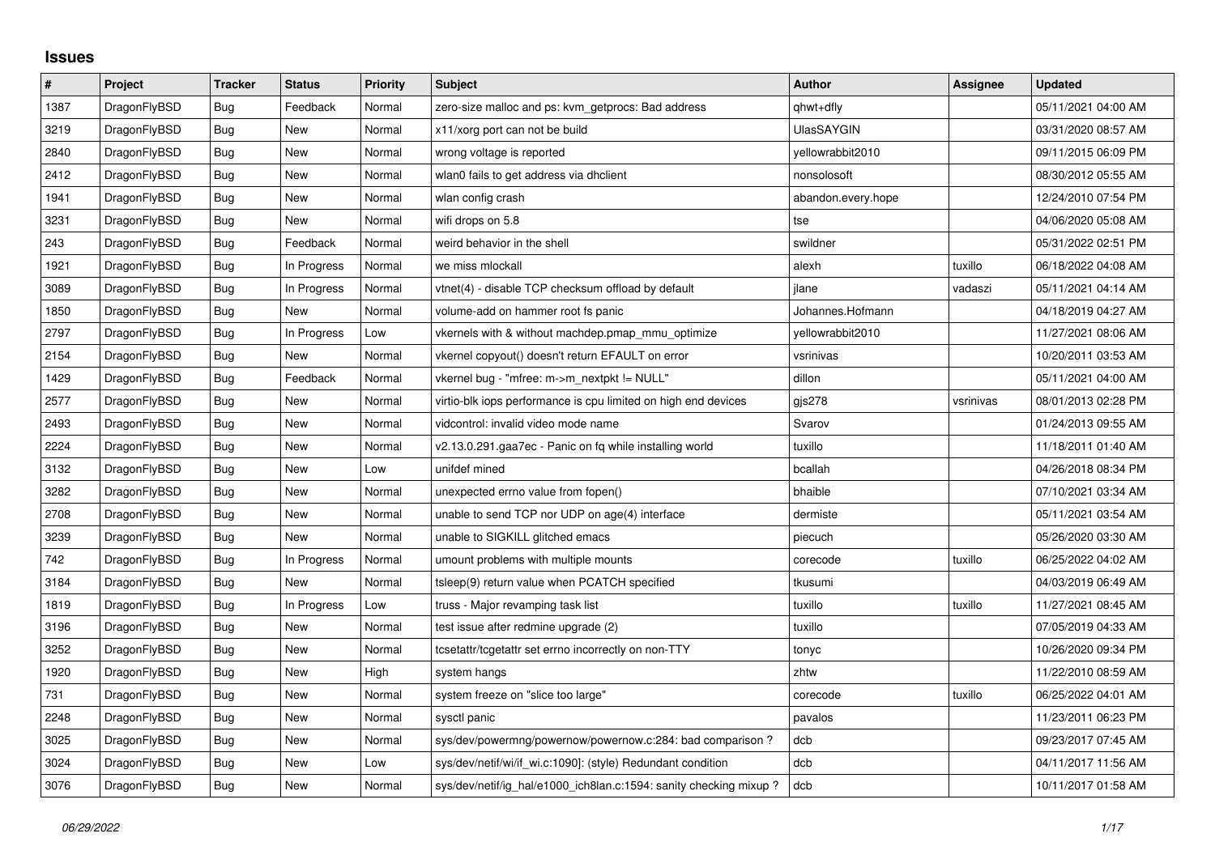# Issues

| # | Project | Tracker | Status | Priority | Subject | Author | Assignee | Updated |
|---|---|---|---|---|---|---|---|---|
| 1387 | DragonFlyBSD | Bug | Feedback | Normal | zero-size malloc and ps: kvm_getprocs: Bad address | qhwt+dfly | | 05/11/2021 04:00 AM |
| 3219 | DragonFlyBSD | Bug | New | Normal | x11/xorg port can not be build | UlasSAYGIN | | 03/31/2020 08:57 AM |
| 2840 | DragonFlyBSD | Bug | New | Normal | wrong voltage is reported | yellowrabbit2010 | | 09/11/2015 06:09 PM |
| 2412 | DragonFlyBSD | Bug | New | Normal | wlan0 fails to get address via dhclient | nonsolosoft | | 08/30/2012 05:55 AM |
| 1941 | DragonFlyBSD | Bug | New | Normal | wlan config crash | abandon.every.hope | | 12/24/2010 07:54 PM |
| 3231 | DragonFlyBSD | Bug | New | Normal | wifi drops on 5.8 | tse | | 04/06/2020 05:08 AM |
| 243 | DragonFlyBSD | Bug | Feedback | Normal | weird behavior in the shell | swildner | | 05/31/2022 02:51 PM |
| 1921 | DragonFlyBSD | Bug | In Progress | Normal | we miss mlockall | alexh | tuxillo | 06/18/2022 04:08 AM |
| 3089 | DragonFlyBSD | Bug | In Progress | Normal | vtnet(4) - disable TCP checksum offload by default | jlane | vadaszi | 05/11/2021 04:14 AM |
| 1850 | DragonFlyBSD | Bug | New | Normal | volume-add on hammer root fs panic | Johannes.Hofmann | | 04/18/2019 04:27 AM |
| 2797 | DragonFlyBSD | Bug | In Progress | Low | vkernels with & without machdep.pmap_mmu_optimize | yellowrabbit2010 | | 11/27/2021 08:06 AM |
| 2154 | DragonFlyBSD | Bug | New | Normal | vkernel copyout() doesn't return EFAULT on error | vsrinivas | | 10/20/2011 03:53 AM |
| 1429 | DragonFlyBSD | Bug | Feedback | Normal | vkernel bug - "mfree: m->m_nextpkt != NULL" | dillon | | 05/11/2021 04:00 AM |
| 2577 | DragonFlyBSD | Bug | New | Normal | virtio-blk iops performance is cpu limited on high end devices | gjs278 | vsrinivas | 08/01/2013 02:28 PM |
| 2493 | DragonFlyBSD | Bug | New | Normal | vidcontrol: invalid video mode name | Svarov | | 01/24/2013 09:55 AM |
| 2224 | DragonFlyBSD | Bug | New | Normal | v2.13.0.291.gaa7ec - Panic on fq while installing world | tuxillo | | 11/18/2011 01:40 AM |
| 3132 | DragonFlyBSD | Bug | New | Low | unifdef mined | bcallah | | 04/26/2018 08:34 PM |
| 3282 | DragonFlyBSD | Bug | New | Normal | unexpected errno value from fopen() | bhaible | | 07/10/2021 03:34 AM |
| 2708 | DragonFlyBSD | Bug | New | Normal | unable to send TCP nor UDP on age(4) interface | dermiste | | 05/11/2021 03:54 AM |
| 3239 | DragonFlyBSD | Bug | New | Normal | unable to SIGKILL glitched emacs | piecuch | | 05/26/2020 03:30 AM |
| 742 | DragonFlyBSD | Bug | In Progress | Normal | umount problems with multiple mounts | corecode | tuxillo | 06/25/2022 04:02 AM |
| 3184 | DragonFlyBSD | Bug | New | Normal | tsleep(9) return value when PCATCH specified | tkusumi | | 04/03/2019 06:49 AM |
| 1819 | DragonFlyBSD | Bug | In Progress | Low | truss - Major revamping task list | tuxillo | tuxillo | 11/27/2021 08:45 AM |
| 3196 | DragonFlyBSD | Bug | New | Normal | test issue after redmine upgrade (2) | tuxillo | | 07/05/2019 04:33 AM |
| 3252 | DragonFlyBSD | Bug | New | Normal | tcsetattr/tcgetattr set errno incorrectly on non-TTY | tonyc | | 10/26/2020 09:34 PM |
| 1920 | DragonFlyBSD | Bug | New | High | system hangs | zhtw | | 11/22/2010 08:59 AM |
| 731 | DragonFlyBSD | Bug | New | Normal | system freeze on "slice too large" | corecode | tuxillo | 06/25/2022 04:01 AM |
| 2248 | DragonFlyBSD | Bug | New | Normal | sysctl panic | pavalos | | 11/23/2011 06:23 PM |
| 3025 | DragonFlyBSD | Bug | New | Normal | sys/dev/powermng/powernow/powernow.c:284: bad comparison ? | dcb | | 09/23/2017 07:45 AM |
| 3024 | DragonFlyBSD | Bug | New | Low | sys/dev/netif/wi/if_wi.c:1090]: (style) Redundant condition | dcb | | 04/11/2017 11:56 AM |
| 3076 | DragonFlyBSD | Bug | New | Normal | sys/dev/netif/ig_hal/e1000_ich8lan.c:1594: sanity checking mixup ? | dcb | | 10/11/2017 01:58 AM |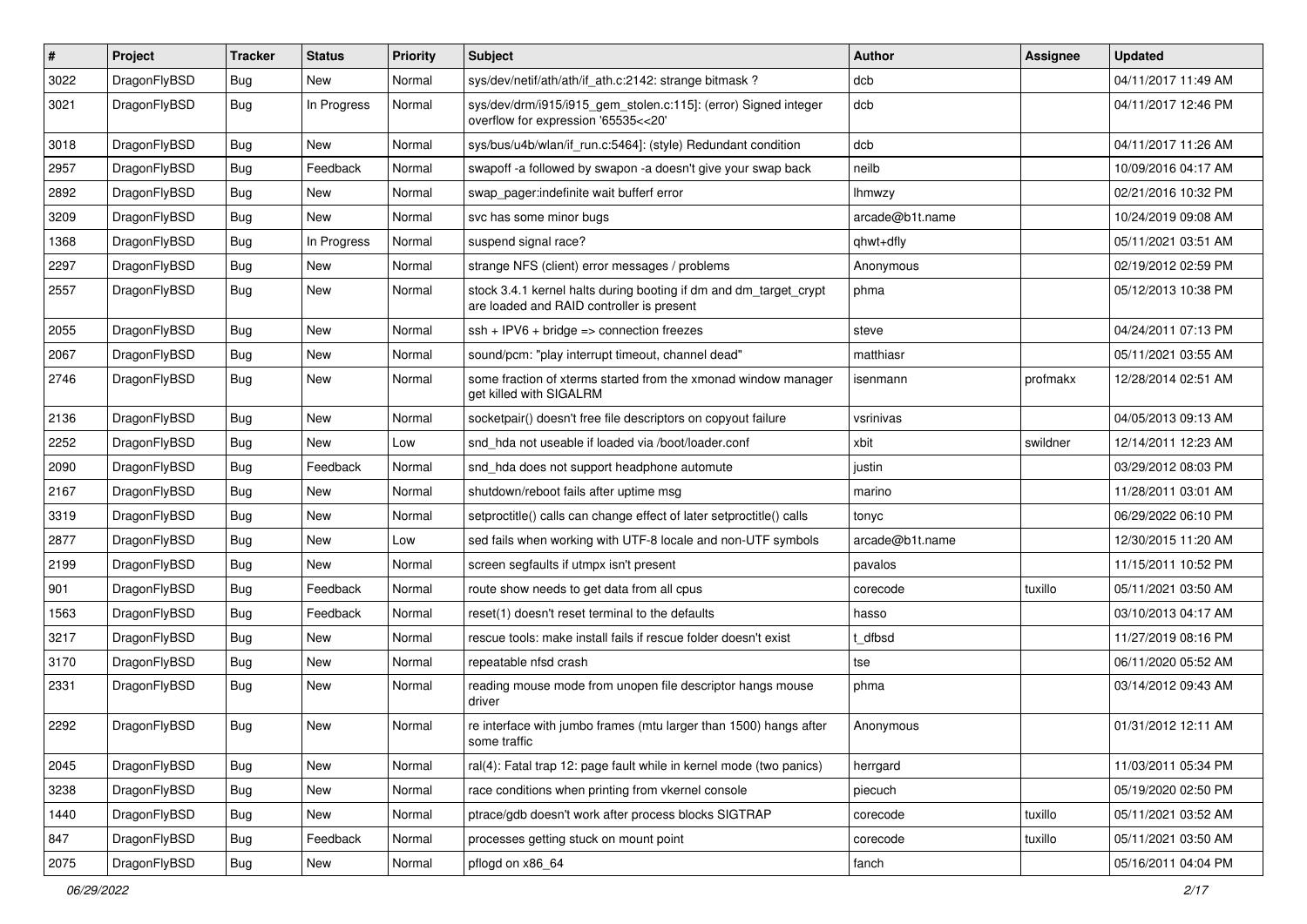| # | Project | Tracker | Status | Priority | Subject | Author | Assignee | Updated |
|---|---|---|---|---|---|---|---|---|
| 3022 | DragonFlyBSD | Bug | New | Normal | sys/dev/netif/ath/ath/if_ath.c:2142: strange bitmask ? | dcb | | 04/11/2017 11:49 AM |
| 3021 | DragonFlyBSD | Bug | In Progress | Normal | sys/dev/drm/i915/i915_gem_stolen.c:115]: (error) Signed integer overflow for expression '65535<<20' | dcb | | 04/11/2017 12:46 PM |
| 3018 | DragonFlyBSD | Bug | New | Normal | sys/bus/u4b/wlan/if_run.c:5464]: (style) Redundant condition | dcb | | 04/11/2017 11:26 AM |
| 2957 | DragonFlyBSD | Bug | Feedback | Normal | swapoff -a followed by swapon -a doesn't give your swap back | neilb | | 10/09/2016 04:17 AM |
| 2892 | DragonFlyBSD | Bug | New | Normal | swap_pager:indefinite wait bufferf error | lhmwzy | | 02/21/2016 10:32 PM |
| 3209 | DragonFlyBSD | Bug | New | Normal | svc has some minor bugs | arcade@b1t.name | | 10/24/2019 09:08 AM |
| 1368 | DragonFlyBSD | Bug | In Progress | Normal | suspend signal race? | qhwt+dfly | | 05/11/2021 03:51 AM |
| 2297 | DragonFlyBSD | Bug | New | Normal | strange NFS (client) error messages / problems | Anonymous | | 02/19/2012 02:59 PM |
| 2557 | DragonFlyBSD | Bug | New | Normal | stock 3.4.1 kernel halts during booting if dm and dm_target_crypt are loaded and RAID controller is present | phma | | 05/12/2013 10:38 PM |
| 2055 | DragonFlyBSD | Bug | New | Normal | ssh + IPV6 + bridge => connection freezes | steve | | 04/24/2011 07:13 PM |
| 2067 | DragonFlyBSD | Bug | New | Normal | sound/pcm: "play interrupt timeout, channel dead" | matthiasr | | 05/11/2021 03:55 AM |
| 2746 | DragonFlyBSD | Bug | New | Normal | some fraction of xterms started from the xmonad window manager get killed with SIGALRM | isenmann | profmakx | 12/28/2014 02:51 AM |
| 2136 | DragonFlyBSD | Bug | New | Normal | socketpair() doesn't free file descriptors on copyout failure | vsrinivas | | 04/05/2013 09:13 AM |
| 2252 | DragonFlyBSD | Bug | New | Low | snd_hda not useable if loaded via /boot/loader.conf | xbit | swildner | 12/14/2011 12:23 AM |
| 2090 | DragonFlyBSD | Bug | Feedback | Normal | snd_hda does not support headphone automute | justin | | 03/29/2012 08:03 PM |
| 2167 | DragonFlyBSD | Bug | New | Normal | shutdown/reboot fails after uptime msg | marino | | 11/28/2011 03:01 AM |
| 3319 | DragonFlyBSD | Bug | New | Normal | setproctitle() calls can change effect of later setproctitle() calls | tonyc | | 06/29/2022 06:10 PM |
| 2877 | DragonFlyBSD | Bug | New | Low | sed fails when working with UTF-8 locale and non-UTF symbols | arcade@b1t.name | | 12/30/2015 11:20 AM |
| 2199 | DragonFlyBSD | Bug | New | Normal | screen segfaults if utmpx isn't present | pavalos | | 11/15/2011 10:52 PM |
| 901 | DragonFlyBSD | Bug | Feedback | Normal | route show needs to get data from all cpus | corecode | tuxillo | 05/11/2021 03:50 AM |
| 1563 | DragonFlyBSD | Bug | Feedback | Normal | reset(1) doesn't reset terminal to the defaults | hasso | | 03/10/2013 04:17 AM |
| 3217 | DragonFlyBSD | Bug | New | Normal | rescue tools: make install fails if rescue folder doesn't exist | t_dfbsd | | 11/27/2019 08:16 PM |
| 3170 | DragonFlyBSD | Bug | New | Normal | repeatable nfsd crash | tse | | 06/11/2020 05:52 AM |
| 2331 | DragonFlyBSD | Bug | New | Normal | reading mouse mode from unopen file descriptor hangs mouse driver | phma | | 03/14/2012 09:43 AM |
| 2292 | DragonFlyBSD | Bug | New | Normal | re interface with jumbo frames (mtu larger than 1500) hangs after some traffic | Anonymous | | 01/31/2012 12:11 AM |
| 2045 | DragonFlyBSD | Bug | New | Normal | ral(4): Fatal trap 12: page fault while in kernel mode (two panics) | herrgard | | 11/03/2011 05:34 PM |
| 3238 | DragonFlyBSD | Bug | New | Normal | race conditions when printing from vkernel console | piecuch | | 05/19/2020 02:50 PM |
| 1440 | DragonFlyBSD | Bug | New | Normal | ptrace/gdb doesn't work after process blocks SIGTRAP | corecode | tuxillo | 05/11/2021 03:52 AM |
| 847 | DragonFlyBSD | Bug | Feedback | Normal | processes getting stuck on mount point | corecode | tuxillo | 05/11/2021 03:50 AM |
| 2075 | DragonFlyBSD | Bug | New | Normal | pflogd on x86_64 | fanch | | 05/16/2011 04:04 PM |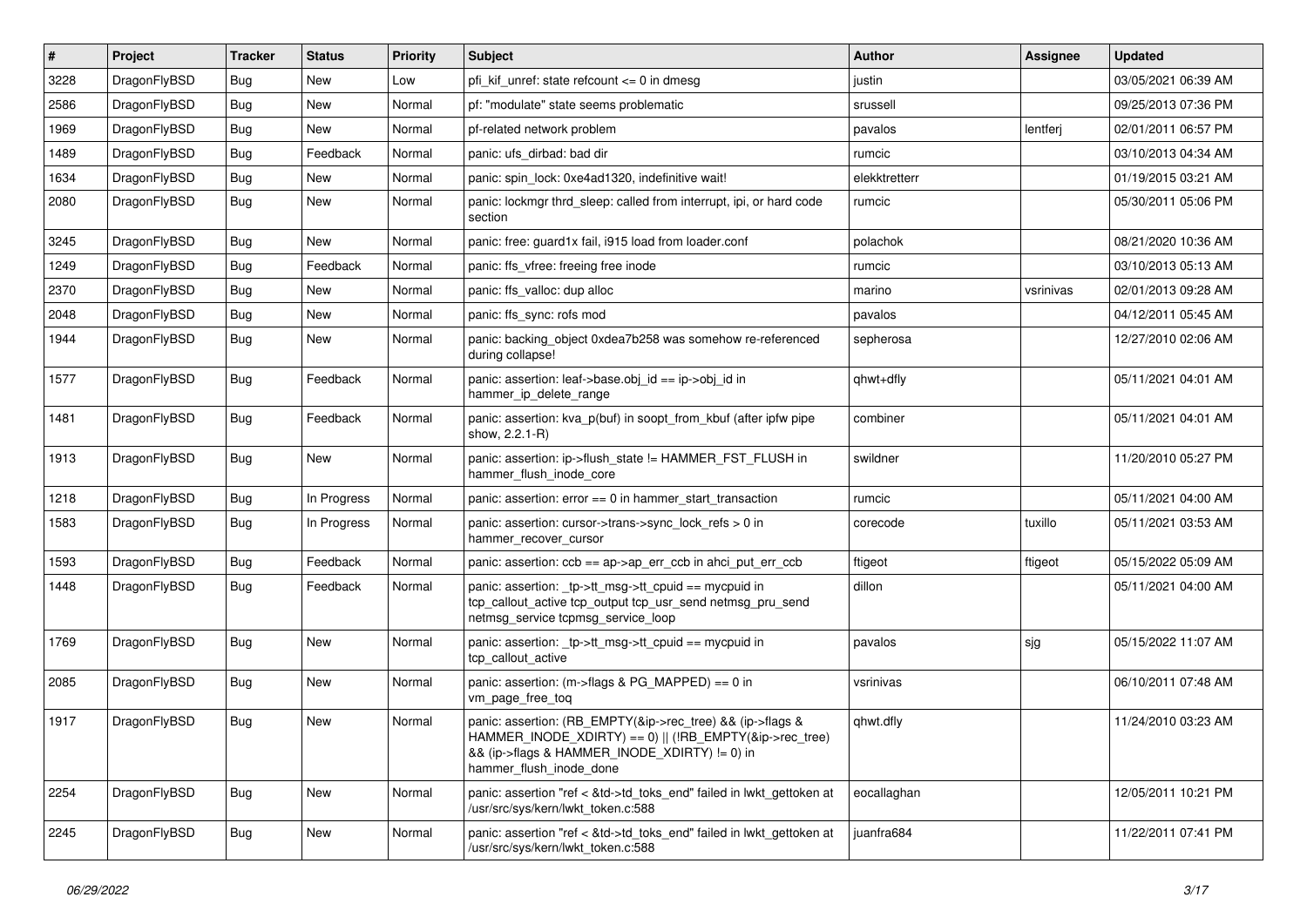| # | Project | Tracker | Status | Priority | Subject | Author | Assignee | Updated |
|---|---|---|---|---|---|---|---|---|
| 3228 | DragonFlyBSD | Bug | New | Low | pfi_kif_unref: state refcount <= 0 in dmesg | justin | | 03/05/2021 06:39 AM |
| 2586 | DragonFlyBSD | Bug | New | Normal | pf: "modulate" state seems problematic | srussell | | 09/25/2013 07:36 PM |
| 1969 | DragonFlyBSD | Bug | New | Normal | pf-related network problem | pavalos | lentferj | 02/01/2011 06:57 PM |
| 1489 | DragonFlyBSD | Bug | Feedback | Normal | panic: ufs_dirbad: bad dir | rumcic | | 03/10/2013 04:34 AM |
| 1634 | DragonFlyBSD | Bug | New | Normal | panic: spin_lock: 0xe4ad1320, indefinitive wait! | elekktretterr | | 01/19/2015 03:21 AM |
| 2080 | DragonFlyBSD | Bug | New | Normal | panic: lockmgr thrd_sleep: called from interrupt, ipi, or hard code section | rumcic | | 05/30/2011 05:06 PM |
| 3245 | DragonFlyBSD | Bug | New | Normal | panic: free: guard1x fail, i915 load from loader.conf | polachok | | 08/21/2020 10:36 AM |
| 1249 | DragonFlyBSD | Bug | Feedback | Normal | panic: ffs_vfree: freeing free inode | rumcic | | 03/10/2013 05:13 AM |
| 2370 | DragonFlyBSD | Bug | New | Normal | panic: ffs_valloc: dup alloc | marino | vsrinivas | 02/01/2013 09:28 AM |
| 2048 | DragonFlyBSD | Bug | New | Normal | panic: ffs_sync: rofs mod | pavalos | | 04/12/2011 05:45 AM |
| 1944 | DragonFlyBSD | Bug | New | Normal | panic: backing_object 0xdea7b258 was somehow re-referenced during collapse! | sepherosa | | 12/27/2010 02:06 AM |
| 1577 | DragonFlyBSD | Bug | Feedback | Normal | panic: assertion: leaf->base.obj_id == ip->obj_id in hammer_ip_delete_range | qhwt+dfly | | 05/11/2021 04:01 AM |
| 1481 | DragonFlyBSD | Bug | Feedback | Normal | panic: assertion: kva_p(buf) in soopt_from_kbuf (after ipfw pipe show, 2.2.1-R) | combiner | | 05/11/2021 04:01 AM |
| 1913 | DragonFlyBSD | Bug | New | Normal | panic: assertion: ip->flush_state != HAMMER_FST_FLUSH in hammer_flush_inode_core | swildner | | 11/20/2010 05:27 PM |
| 1218 | DragonFlyBSD | Bug | In Progress | Normal | panic: assertion: error == 0 in hammer_start_transaction | rumcic | | 05/11/2021 04:00 AM |
| 1583 | DragonFlyBSD | Bug | In Progress | Normal | panic: assertion: cursor->trans->sync_lock_refs > 0 in hammer_recover_cursor | corecode | tuxillo | 05/11/2021 03:53 AM |
| 1593 | DragonFlyBSD | Bug | Feedback | Normal | panic: assertion: ccb == ap->ap_err_ccb in ahci_put_err_ccb | ftigeot | ftigeot | 05/15/2022 05:09 AM |
| 1448 | DragonFlyBSD | Bug | Feedback | Normal | panic: assertion: _tp->tt_msg->tt_cpuid == mycpuid in tcp_callout_active tcp_output tcp_usr_send netmsg_pru_send netmsg_service tcpmsg_service_loop | dillon | | 05/11/2021 04:00 AM |
| 1769 | DragonFlyBSD | Bug | New | Normal | panic: assertion: _tp->tt_msg->tt_cpuid == mycpuid in tcp_callout_active | pavalos | sjg | 05/15/2022 11:07 AM |
| 2085 | DragonFlyBSD | Bug | New | Normal | panic: assertion: (m->flags & PG_MAPPED) == 0 in vm_page_free_toq | vsrinivas | | 06/10/2011 07:48 AM |
| 1917 | DragonFlyBSD | Bug | New | Normal | panic: assertion: (RB_EMPTY(&ip->rec_tree) && (ip->flags & HAMMER_INODE_XDIRTY) == 0) \|\| (!RB_EMPTY(&ip->rec_tree) && (ip->flags & HAMMER_INODE_XDIRTY) != 0) in hammer_flush_inode_done | qhwt.dfly | | 11/24/2010 03:23 AM |
| 2254 | DragonFlyBSD | Bug | New | Normal | panic: assertion "ref < &td->td_toks_end" failed in lwkt_gettoken at /usr/src/sys/kern/lwkt_token.c:588 | eocallaghan | | 12/05/2011 10:21 PM |
| 2245 | DragonFlyBSD | Bug | New | Normal | panic: assertion "ref < &td->td_toks_end" failed in lwkt_gettoken at /usr/src/sys/kern/lwkt_token.c:588 | juanfra684 | | 11/22/2011 07:41 PM |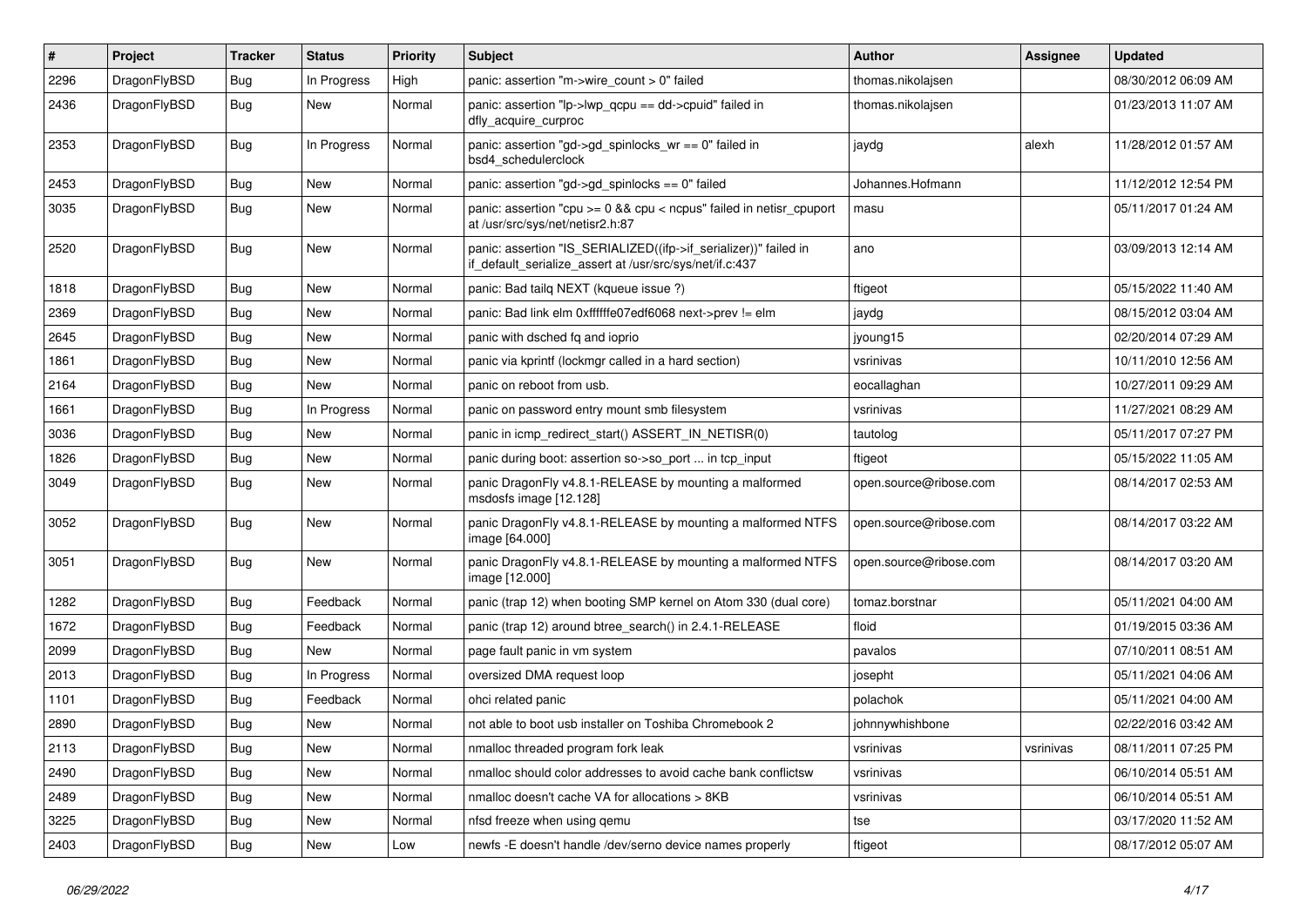| # | Project | Tracker | Status | Priority | Subject | Author | Assignee | Updated |
|---|---|---|---|---|---|---|---|---|
| 2296 | DragonFlyBSD | Bug | In Progress | High | panic: assertion "m->wire_count > 0" failed | thomas.nikolajsen | | 08/30/2012 06:09 AM |
| 2436 | DragonFlyBSD | Bug | New | Normal | panic: assertion "lp->lwp_qcpu == dd->cpuid" failed in dfly_acquire_curproc | thomas.nikolajsen | | 01/23/2013 11:07 AM |
| 2353 | DragonFlyBSD | Bug | In Progress | Normal | panic: assertion "gd->gd_spinlocks_wr == 0" failed in bsd4_schedulerclock | jaydg | alexh | 11/28/2012 01:57 AM |
| 2453 | DragonFlyBSD | Bug | New | Normal | panic: assertion "gd->gd_spinlocks == 0" failed | Johannes.Hofmann | | 11/12/2012 12:54 PM |
| 3035 | DragonFlyBSD | Bug | New | Normal | panic: assertion "cpu >= 0 && cpu < ncpus" failed in netisr_cpuport at /usr/src/sys/net/netisr2.h:87 | masu | | 05/11/2017 01:24 AM |
| 2520 | DragonFlyBSD | Bug | New | Normal | panic: assertion "IS_SERIALIZED((ifp->if_serializer))" failed in if_default_serialize_assert at /usr/src/sys/net/if.c:437 | ano | | 03/09/2013 12:14 AM |
| 1818 | DragonFlyBSD | Bug | New | Normal | panic: Bad tailq NEXT (kqueue issue ?) | ftigeot | | 05/15/2022 11:40 AM |
| 2369 | DragonFlyBSD | Bug | New | Normal | panic: Bad link elm 0xffffffe07edf6068 next->prev != elm | jaydg | | 08/15/2012 03:04 AM |
| 2645 | DragonFlyBSD | Bug | New | Normal | panic with dsched fq and ioprio | jyoung15 | | 02/20/2014 07:29 AM |
| 1861 | DragonFlyBSD | Bug | New | Normal | panic via kprintf (lockmgr called in a hard section) | vsrinivas | | 10/11/2010 12:56 AM |
| 2164 | DragonFlyBSD | Bug | New | Normal | panic on reboot from usb. | eocallaghan | | 10/27/2011 09:29 AM |
| 1661 | DragonFlyBSD | Bug | In Progress | Normal | panic on password entry mount smb filesystem | vsrinivas | | 11/27/2021 08:29 AM |
| 3036 | DragonFlyBSD | Bug | New | Normal | panic in icmp_redirect_start() ASSERT_IN_NETISR(0) | tautolog | | 05/11/2017 07:27 PM |
| 1826 | DragonFlyBSD | Bug | New | Normal | panic during boot: assertion so->so_port ... in tcp_input | ftigeot | | 05/15/2022 11:05 AM |
| 3049 | DragonFlyBSD | Bug | New | Normal | panic DragonFly v4.8.1-RELEASE by mounting a malformed msdosfs image [12.128] | open.source@ribose.com | | 08/14/2017 02:53 AM |
| 3052 | DragonFlyBSD | Bug | New | Normal | panic DragonFly v4.8.1-RELEASE by mounting a malformed NTFS image [64.000] | open.source@ribose.com | | 08/14/2017 03:22 AM |
| 3051 | DragonFlyBSD | Bug | New | Normal | panic DragonFly v4.8.1-RELEASE by mounting a malformed NTFS image [12.000] | open.source@ribose.com | | 08/14/2017 03:20 AM |
| 1282 | DragonFlyBSD | Bug | Feedback | Normal | panic (trap 12) when booting SMP kernel on Atom 330 (dual core) | tomaz.borstnar | | 05/11/2021 04:00 AM |
| 1672 | DragonFlyBSD | Bug | Feedback | Normal | panic (trap 12) around btree_search() in 2.4.1-RELEASE | floid | | 01/19/2015 03:36 AM |
| 2099 | DragonFlyBSD | Bug | New | Normal | page fault panic in vm system | pavalos | | 07/10/2011 08:51 AM |
| 2013 | DragonFlyBSD | Bug | In Progress | Normal | oversized DMA request loop | josepht | | 05/11/2021 04:06 AM |
| 1101 | DragonFlyBSD | Bug | Feedback | Normal | ohci related panic | polachok | | 05/11/2021 04:00 AM |
| 2890 | DragonFlyBSD | Bug | New | Normal | not able to boot usb installer on Toshiba Chromebook 2 | johnnywhishbone | | 02/22/2016 03:42 AM |
| 2113 | DragonFlyBSD | Bug | New | Normal | nmalloc threaded program fork leak | vsrinivas | vsrinivas | 08/11/2011 07:25 PM |
| 2490 | DragonFlyBSD | Bug | New | Normal | nmalloc should color addresses to avoid cache bank conflictsw | vsrinivas | | 06/10/2014 05:51 AM |
| 2489 | DragonFlyBSD | Bug | New | Normal | nmalloc doesn't cache VA for allocations > 8KB | vsrinivas | | 06/10/2014 05:51 AM |
| 3225 | DragonFlyBSD | Bug | New | Normal | nfsd freeze when using qemu | tse | | 03/17/2020 11:52 AM |
| 2403 | DragonFlyBSD | Bug | New | Low | newfs -E doesn't handle /dev/serno device names properly | ftigeot | | 08/17/2012 05:07 AM |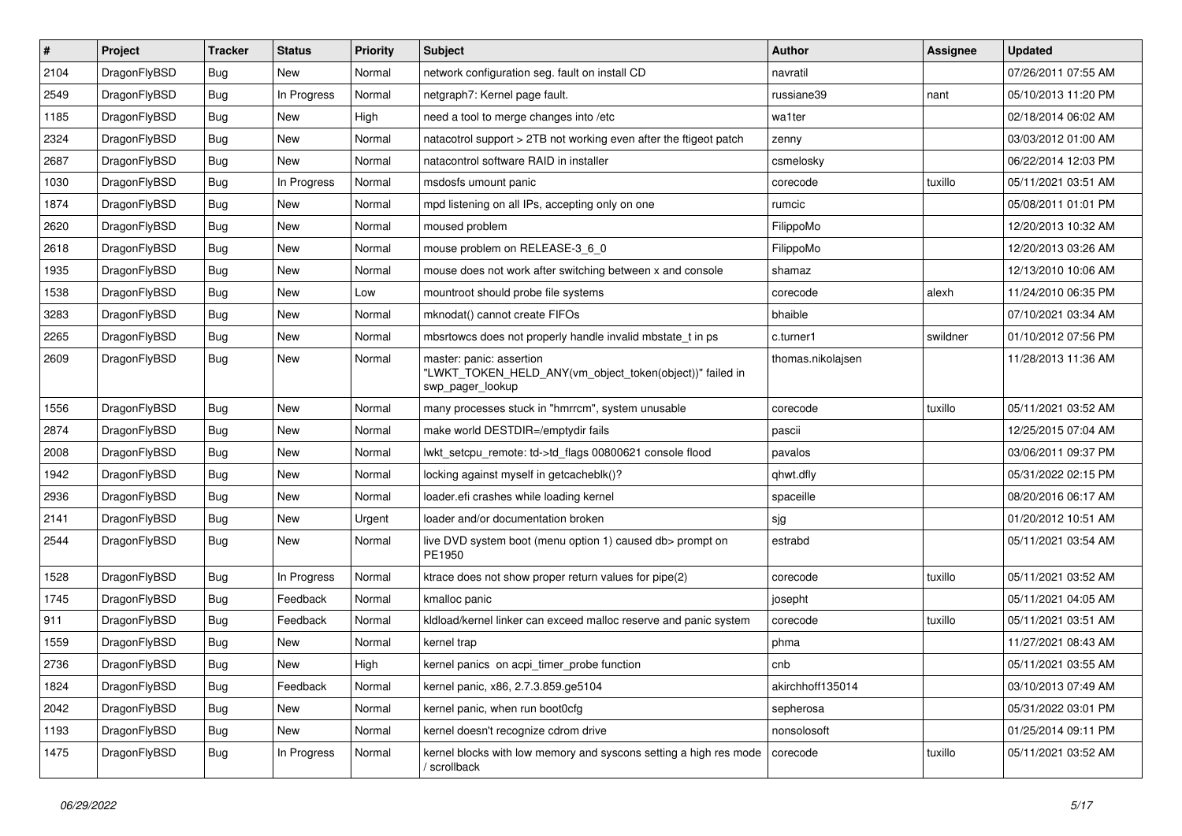| # | Project | Tracker | Status | Priority | Subject | Author | Assignee | Updated |
|---|---|---|---|---|---|---|---|---|
| 2104 | DragonFlyBSD | Bug | New | Normal | network configuration seg. fault on install CD | navratil | | 07/26/2011 07:55 AM |
| 2549 | DragonFlyBSD | Bug | In Progress | Normal | netgraph7: Kernel page fault. | russiane39 | nant | 05/10/2013 11:20 PM |
| 1185 | DragonFlyBSD | Bug | New | High | need a tool to merge changes into /etc | wa1ter | | 02/18/2014 06:02 AM |
| 2324 | DragonFlyBSD | Bug | New | Normal | natacotrol support > 2TB not working even after the ftigeot patch | zenny | | 03/03/2012 01:00 AM |
| 2687 | DragonFlyBSD | Bug | New | Normal | natacontrol software RAID in installer | csmelosky | | 06/22/2014 12:03 PM |
| 1030 | DragonFlyBSD | Bug | In Progress | Normal | msdosfs umount panic | corecode | tuxillo | 05/11/2021 03:51 AM |
| 1874 | DragonFlyBSD | Bug | New | Normal | mpd listening on all IPs, accepting only on one | rumcic | | 05/08/2011 01:01 PM |
| 2620 | DragonFlyBSD | Bug | New | Normal | moused problem | FilippoMo | | 12/20/2013 10:32 AM |
| 2618 | DragonFlyBSD | Bug | New | Normal | mouse problem on RELEASE-3_6_0 | FilippoMo | | 12/20/2013 03:26 AM |
| 1935 | DragonFlyBSD | Bug | New | Normal | mouse does not work after switching between x and console | shamaz | | 12/13/2010 10:06 AM |
| 1538 | DragonFlyBSD | Bug | New | Low | mountroot should probe file systems | corecode | alexh | 11/24/2010 06:35 PM |
| 3283 | DragonFlyBSD | Bug | New | Normal | mknodat() cannot create FIFOs | bhaible | | 07/10/2021 03:34 AM |
| 2265 | DragonFlyBSD | Bug | New | Normal | mbsrtowcs does not properly handle invalid mbstate_t in ps | c.turner1 | swildner | 01/10/2012 07:56 PM |
| 2609 | DragonFlyBSD | Bug | New | Normal | master: panic: assertion "LWKT_TOKEN_HELD_ANY(vm_object_token(object))" failed in swp_pager_lookup | thomas.nikolajsen | | 11/28/2013 11:36 AM |
| 1556 | DragonFlyBSD | Bug | New | Normal | many processes stuck in "hmrrcm", system unusable | corecode | tuxillo | 05/11/2021 03:52 AM |
| 2874 | DragonFlyBSD | Bug | New | Normal | make world DESTDIR=/emptydir fails | pascii | | 12/25/2015 07:04 AM |
| 2008 | DragonFlyBSD | Bug | New | Normal | lwkt_setcpu_remote: td->td_flags 00800621 console flood | pavalos | | 03/06/2011 09:37 PM |
| 1942 | DragonFlyBSD | Bug | New | Normal | locking against myself in getcacheblk()? | qhwt.dfly | | 05/31/2022 02:15 PM |
| 2936 | DragonFlyBSD | Bug | New | Normal | loader.efi crashes while loading kernel | spaceille | | 08/20/2016 06:17 AM |
| 2141 | DragonFlyBSD | Bug | New | Urgent | loader and/or documentation broken | sjg | | 01/20/2012 10:51 AM |
| 2544 | DragonFlyBSD | Bug | New | Normal | live DVD system boot (menu option 1) caused db> prompt on PE1950 | estrabd | | 05/11/2021 03:54 AM |
| 1528 | DragonFlyBSD | Bug | In Progress | Normal | ktrace does not show proper return values for pipe(2) | corecode | tuxillo | 05/11/2021 03:52 AM |
| 1745 | DragonFlyBSD | Bug | Feedback | Normal | kmalloc panic | josepht | | 05/11/2021 04:05 AM |
| 911 | DragonFlyBSD | Bug | Feedback | Normal | kldload/kernel linker can exceed malloc reserve and panic system | corecode | tuxillo | 05/11/2021 03:51 AM |
| 1559 | DragonFlyBSD | Bug | New | Normal | kernel trap | phma | | 11/27/2021 08:43 AM |
| 2736 | DragonFlyBSD | Bug | New | High | kernel panics on acpi_timer_probe function | cnb | | 05/11/2021 03:55 AM |
| 1824 | DragonFlyBSD | Bug | Feedback | Normal | kernel panic, x86, 2.7.3.859.ge5104 | akirchhoff135014 | | 03/10/2013 07:49 AM |
| 2042 | DragonFlyBSD | Bug | New | Normal | kernel panic, when run boot0cfg | sepherosa | | 05/31/2022 03:01 PM |
| 1193 | DragonFlyBSD | Bug | New | Normal | kernel doesn't recognize cdrom drive | nonsolosoft | | 01/25/2014 09:11 PM |
| 1475 | DragonFlyBSD | Bug | In Progress | Normal | kernel blocks with low memory and syscons setting a high res mode / scrollback | corecode | tuxillo | 05/11/2021 03:52 AM |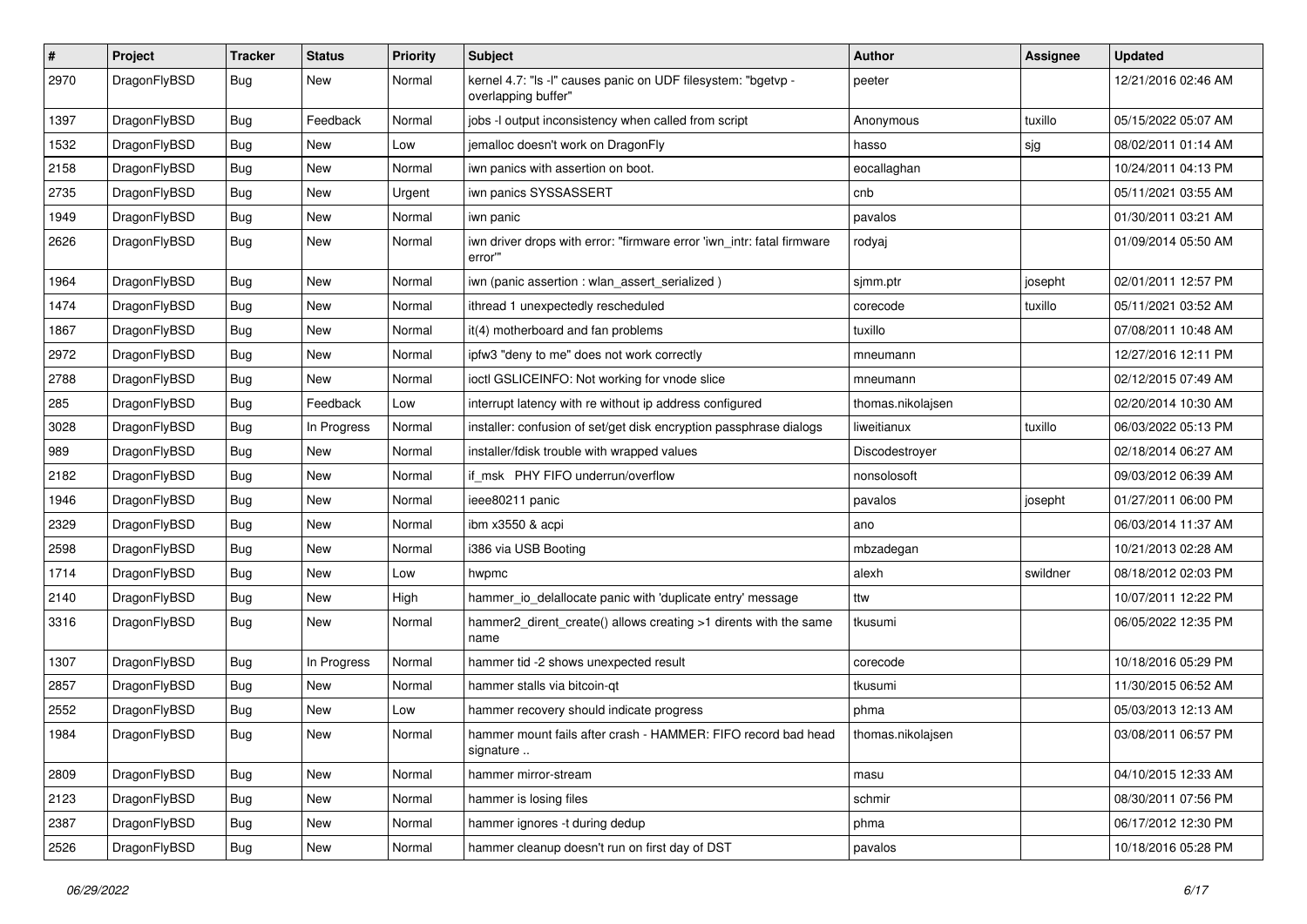| # | Project | Tracker | Status | Priority | Subject | Author | Assignee | Updated |
|---|---|---|---|---|---|---|---|---|
| 2970 | DragonFlyBSD | Bug | New | Normal | kernel 4.7: "ls -l" causes panic on UDF filesystem: "bgetvp - overlapping buffer" | peeter | | 12/21/2016 02:46 AM |
| 1397 | DragonFlyBSD | Bug | Feedback | Normal | jobs -l output inconsistency when called from script | Anonymous | tuxillo | 05/15/2022 05:07 AM |
| 1532 | DragonFlyBSD | Bug | New | Low | jemalloc doesn't work on DragonFly | hasso | sjg | 08/02/2011 01:14 AM |
| 2158 | DragonFlyBSD | Bug | New | Normal | iwn panics with assertion on boot. | eocallaghan | | 10/24/2011 04:13 PM |
| 2735 | DragonFlyBSD | Bug | New | Urgent | iwn panics SYSSASSERT | cnb | | 05/11/2021 03:55 AM |
| 1949 | DragonFlyBSD | Bug | New | Normal | iwn panic | pavalos | | 01/30/2011 03:21 AM |
| 2626 | DragonFlyBSD | Bug | New | Normal | iwn driver drops with error: "firmware error 'iwn_intr: fatal firmware error'" | rodyaj | | 01/09/2014 05:50 AM |
| 1964 | DragonFlyBSD | Bug | New | Normal | iwn (panic assertion : wlan_assert_serialized ) | sjmm.ptr | josepht | 02/01/2011 12:57 PM |
| 1474 | DragonFlyBSD | Bug | New | Normal | ithread 1 unexpectedly rescheduled | corecode | tuxillo | 05/11/2021 03:52 AM |
| 1867 | DragonFlyBSD | Bug | New | Normal | it(4) motherboard and fan problems | tuxillo | | 07/08/2011 10:48 AM |
| 2972 | DragonFlyBSD | Bug | New | Normal | ipfw3 "deny to me" does not work correctly | mneumann | | 12/27/2016 12:11 PM |
| 2788 | DragonFlyBSD | Bug | New | Normal | ioctl GSLICEINFO: Not working for vnode slice | mneumann | | 02/12/2015 07:49 AM |
| 285 | DragonFlyBSD | Bug | Feedback | Low | interrupt latency with re without ip address configured | thomas.nikolajsen | | 02/20/2014 10:30 AM |
| 3028 | DragonFlyBSD | Bug | In Progress | Normal | installer: confusion of set/get disk encryption passphrase dialogs | liweitianux | tuxillo | 06/03/2022 05:13 PM |
| 989 | DragonFlyBSD | Bug | New | Normal | installer/fdisk trouble with wrapped values | Discodestroyer | | 02/18/2014 06:27 AM |
| 2182 | DragonFlyBSD | Bug | New | Normal | if_msk PHY FIFO underrun/overflow | nonsolosoft | | 09/03/2012 06:39 AM |
| 1946 | DragonFlyBSD | Bug | New | Normal | ieee80211 panic | pavalos | josepht | 01/27/2011 06:00 PM |
| 2329 | DragonFlyBSD | Bug | New | Normal | ibm x3550 & acpi | ano | | 06/03/2014 11:37 AM |
| 2598 | DragonFlyBSD | Bug | New | Normal | i386 via USB Booting | mbzadegan | | 10/21/2013 02:28 AM |
| 1714 | DragonFlyBSD | Bug | New | Low | hwpmc | alexh | swildner | 08/18/2012 02:03 PM |
| 2140 | DragonFlyBSD | Bug | New | High | hammer_io_delallocate panic with 'duplicate entry' message | ttw | | 10/07/2011 12:22 PM |
| 3316 | DragonFlyBSD | Bug | New | Normal | hammer2_dirent_create() allows creating >1 dirents with the same name | tkusumi | | 06/05/2022 12:35 PM |
| 1307 | DragonFlyBSD | Bug | In Progress | Normal | hammer tid -2 shows unexpected result | corecode | | 10/18/2016 05:29 PM |
| 2857 | DragonFlyBSD | Bug | New | Normal | hammer stalls via bitcoin-qt | tkusumi | | 11/30/2015 06:52 AM |
| 2552 | DragonFlyBSD | Bug | New | Low | hammer recovery should indicate progress | phma | | 05/03/2013 12:13 AM |
| 1984 | DragonFlyBSD | Bug | New | Normal | hammer mount fails after crash - HAMMER: FIFO record bad head signature .. | thomas.nikolajsen | | 03/08/2011 06:57 PM |
| 2809 | DragonFlyBSD | Bug | New | Normal | hammer mirror-stream | masu | | 04/10/2015 12:33 AM |
| 2123 | DragonFlyBSD | Bug | New | Normal | hammer is losing files | schmir | | 08/30/2011 07:56 PM |
| 2387 | DragonFlyBSD | Bug | New | Normal | hammer ignores -t during dedup | phma | | 06/17/2012 12:30 PM |
| 2526 | DragonFlyBSD | Bug | New | Normal | hammer cleanup doesn't run on first day of DST | pavalos | | 10/18/2016 05:28 PM |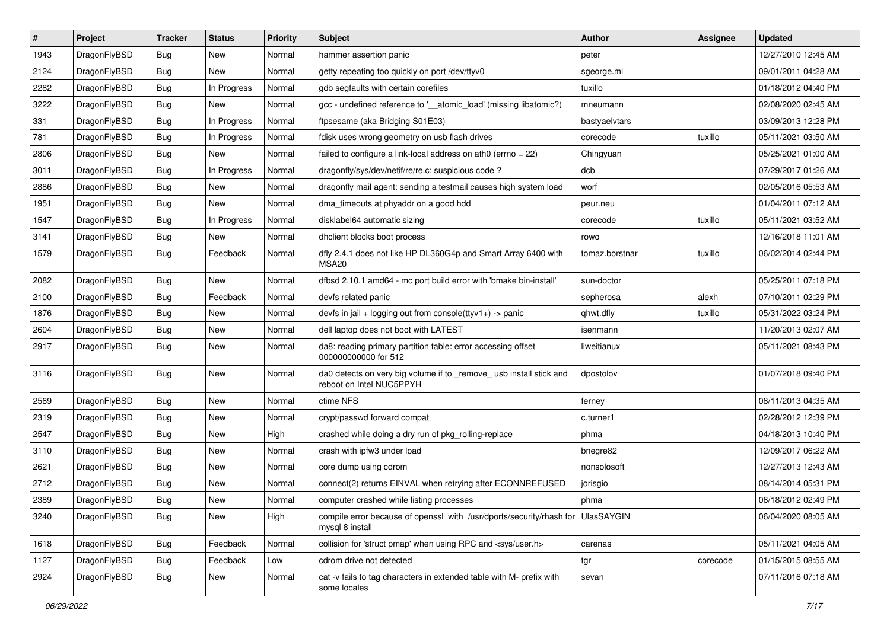| # | Project | Tracker | Status | Priority | Subject | Author | Assignee | Updated |
|---|---|---|---|---|---|---|---|---|
| 1943 | DragonFlyBSD | Bug | New | Normal | hammer assertion panic | peter | | 12/27/2010 12:45 AM |
| 2124 | DragonFlyBSD | Bug | New | Normal | getty repeating too quickly on port /dev/ttyv0 | sgeorge.ml | | 09/01/2011 04:28 AM |
| 2282 | DragonFlyBSD | Bug | In Progress | Normal | gdb segfaults with certain corefiles | tuxillo | | 01/18/2012 04:40 PM |
| 3222 | DragonFlyBSD | Bug | New | Normal | gcc - undefined reference to '__atomic_load' (missing libatomic?) | mneumann | | 02/08/2020 02:45 AM |
| 331 | DragonFlyBSD | Bug | In Progress | Normal | ftpsesame (aka Bridging S01E03) | bastyaelvtars | | 03/09/2013 12:28 PM |
| 781 | DragonFlyBSD | Bug | In Progress | Normal | fdisk uses wrong geometry on usb flash drives | corecode | tuxillo | 05/11/2021 03:50 AM |
| 2806 | DragonFlyBSD | Bug | New | Normal | failed to configure a link-local address on ath0 (errno = 22) | Chingyuan | | 05/25/2021 01:00 AM |
| 3011 | DragonFlyBSD | Bug | In Progress | Normal | dragonfly/sys/dev/netif/re/re.c: suspicious code ? | dcb | | 07/29/2017 01:26 AM |
| 2886 | DragonFlyBSD | Bug | New | Normal | dragonfly mail agent: sending a testmail causes high system load | worf | | 02/05/2016 05:53 AM |
| 1951 | DragonFlyBSD | Bug | New | Normal | dma_timeouts at phyaddr on a good hdd | peur.neu | | 01/04/2011 07:12 AM |
| 1547 | DragonFlyBSD | Bug | In Progress | Normal | disklabel64 automatic sizing | corecode | tuxillo | 05/11/2021 03:52 AM |
| 3141 | DragonFlyBSD | Bug | New | Normal | dhclient blocks boot process | rowo | | 12/16/2018 11:01 AM |
| 1579 | DragonFlyBSD | Bug | Feedback | Normal | dfly 2.4.1 does not like HP DL360G4p and Smart Array 6400 with MSA20 | tomaz.borstnar | tuxillo | 06/02/2014 02:44 PM |
| 2082 | DragonFlyBSD | Bug | New | Normal | dfbsd 2.10.1 amd64 - mc port build error with 'bmake bin-install' | sun-doctor | | 05/25/2011 07:18 PM |
| 2100 | DragonFlyBSD | Bug | Feedback | Normal | devfs related panic | sepherosa | alexh | 07/10/2011 02:29 PM |
| 1876 | DragonFlyBSD | Bug | New | Normal | devfs in jail + logging out from console(ttyv1+) -> panic | qhwt.dfly | tuxillo | 05/31/2022 03:24 PM |
| 2604 | DragonFlyBSD | Bug | New | Normal | dell laptop does not boot with LATEST | isenmann | | 11/20/2013 02:07 AM |
| 2917 | DragonFlyBSD | Bug | New | Normal | da8: reading primary partition table: error accessing offset 000000000000 for 512 | liweitianux | | 05/11/2021 08:43 PM |
| 3116 | DragonFlyBSD | Bug | New | Normal | da0 detects on very big volume if to _remove_ usb install stick and reboot on Intel NUC5PPYH | dpostolov | | 01/07/2018 09:40 PM |
| 2569 | DragonFlyBSD | Bug | New | Normal | ctime NFS | ferney | | 08/11/2013 04:35 AM |
| 2319 | DragonFlyBSD | Bug | New | Normal | crypt/passwd forward compat | c.turner1 | | 02/28/2012 12:39 PM |
| 2547 | DragonFlyBSD | Bug | New | High | crashed while doing a dry run of pkg_rolling-replace | phma | | 04/18/2013 10:40 PM |
| 3110 | DragonFlyBSD | Bug | New | Normal | crash with ipfw3 under load | bnegre82 | | 12/09/2017 06:22 AM |
| 2621 | DragonFlyBSD | Bug | New | Normal | core dump using cdrom | nonsolosoft | | 12/27/2013 12:43 AM |
| 2712 | DragonFlyBSD | Bug | New | Normal | connect(2) returns EINVAL when retrying after ECONNREFUSED | jorisgio | | 08/14/2014 05:31 PM |
| 2389 | DragonFlyBSD | Bug | New | Normal | computer crashed while listing processes | phma | | 06/18/2012 02:49 PM |
| 3240 | DragonFlyBSD | Bug | New | High | compile error because of openssl with /usr/dports/security/rhash for mysql 8 install | UlasSAYGIN | | 06/04/2020 08:05 AM |
| 1618 | DragonFlyBSD | Bug | Feedback | Normal | collision for 'struct pmap' when using RPC and <sys/user.h> | carenas | | 05/11/2021 04:05 AM |
| 1127 | DragonFlyBSD | Bug | Feedback | Low | cdrom drive not detected | tgr | corecode | 01/15/2015 08:55 AM |
| 2924 | DragonFlyBSD | Bug | New | Normal | cat -v fails to tag characters in extended table with M- prefix with some locales | sevan | | 07/11/2016 07:18 AM |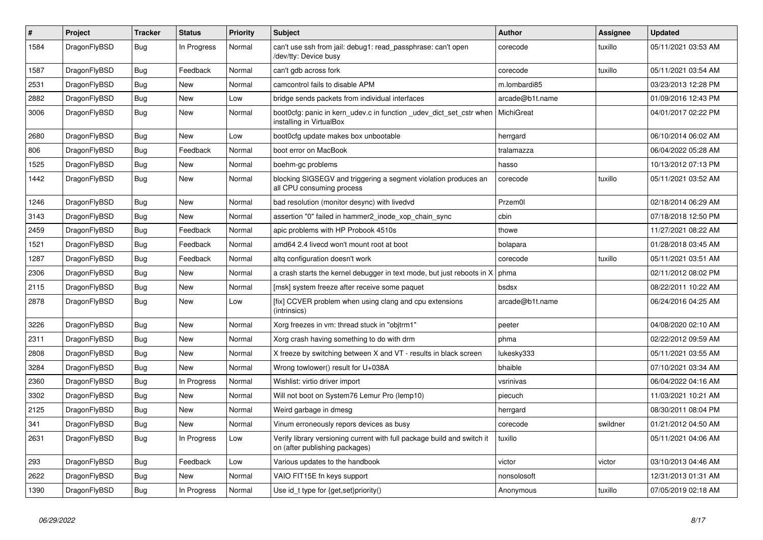| # | Project | Tracker | Status | Priority | Subject | Author | Assignee | Updated |
|---|---|---|---|---|---|---|---|---|
| 1584 | DragonFlyBSD | Bug | In Progress | Normal | can't use ssh from jail: debug1: read_passphrase: can't open /dev/tty: Device busy | corecode | tuxillo | 05/11/2021 03:53 AM |
| 1587 | DragonFlyBSD | Bug | Feedback | Normal | can't gdb across fork | corecode | tuxillo | 05/11/2021 03:54 AM |
| 2531 | DragonFlyBSD | Bug | New | Normal | camcontrol fails to disable APM | m.lombardi85 | | 03/23/2013 12:28 PM |
| 2882 | DragonFlyBSD | Bug | New | Low | bridge sends packets from individual interfaces | arcade@b1t.name | | 01/09/2016 12:43 PM |
| 3006 | DragonFlyBSD | Bug | New | Normal | boot0cfg: panic in kern_udev.c in function _udev_dict_set_cstr when installing in VirtualBox | MichiGreat | | 04/01/2017 02:22 PM |
| 2680 | DragonFlyBSD | Bug | New | Low | boot0cfg update makes box unbootable | herrgard | | 06/10/2014 06:02 AM |
| 806 | DragonFlyBSD | Bug | Feedback | Normal | boot error on MacBook | tralamazza | | 06/04/2022 05:28 AM |
| 1525 | DragonFlyBSD | Bug | New | Normal | boehm-gc problems | hasso | | 10/13/2012 07:13 PM |
| 1442 | DragonFlyBSD | Bug | New | Normal | blocking SIGSEGV and triggering a segment violation produces an all CPU consuming process | corecode | tuxillo | 05/11/2021 03:52 AM |
| 1246 | DragonFlyBSD | Bug | New | Normal | bad resolution (monitor desync) with livedvd | Przem0l | | 02/18/2014 06:29 AM |
| 3143 | DragonFlyBSD | Bug | New | Normal | assertion "0" failed in hammer2_inode_xop_chain_sync | cbin | | 07/18/2018 12:50 PM |
| 2459 | DragonFlyBSD | Bug | Feedback | Normal | apic problems with HP Probook 4510s | thowe | | 11/27/2021 08:22 AM |
| 1521 | DragonFlyBSD | Bug | Feedback | Normal | amd64 2.4 livecd won't mount root at boot | bolapara | | 01/28/2018 03:45 AM |
| 1287 | DragonFlyBSD | Bug | Feedback | Normal | altq configuration doesn't work | corecode | tuxillo | 05/11/2021 03:51 AM |
| 2306 | DragonFlyBSD | Bug | New | Normal | a crash starts the kernel debugger in text mode, but just reboots in X | phma | | 02/11/2012 08:02 PM |
| 2115 | DragonFlyBSD | Bug | New | Normal | [msk] system freeze after receive some paquet | bsdsx | | 08/22/2011 10:22 AM |
| 2878 | DragonFlyBSD | Bug | New | Low | [fix] CCVER problem when using clang and cpu extensions (intrinsics) | arcade@b1t.name | | 06/24/2016 04:25 AM |
| 3226 | DragonFlyBSD | Bug | New | Normal | Xorg freezes in vm: thread stuck in "objtrm1" | peeter | | 04/08/2020 02:10 AM |
| 2311 | DragonFlyBSD | Bug | New | Normal | Xorg crash having something to do with drm | phma | | 02/22/2012 09:59 AM |
| 2808 | DragonFlyBSD | Bug | New | Normal | X freeze by switching between X and VT - results in black screen | lukesky333 | | 05/11/2021 03:55 AM |
| 3284 | DragonFlyBSD | Bug | New | Normal | Wrong towlower() result for U+038A | bhaible | | 07/10/2021 03:34 AM |
| 2360 | DragonFlyBSD | Bug | In Progress | Normal | Wishlist: virtio driver import | vsrinivas | | 06/04/2022 04:16 AM |
| 3302 | DragonFlyBSD | Bug | New | Normal | Will not boot on System76 Lemur Pro (lemp10) | piecuch | | 11/03/2021 10:21 AM |
| 2125 | DragonFlyBSD | Bug | New | Normal | Weird garbage in dmesg | herrgard | | 08/30/2011 08:04 PM |
| 341 | DragonFlyBSD | Bug | New | Normal | Vinum erroneously repors devices as busy | corecode | swildner | 01/21/2012 04:50 AM |
| 2631 | DragonFlyBSD | Bug | In Progress | Low | Verify library versioning current with full package build and switch it on (after publishing packages) | tuxillo | | 05/11/2021 04:06 AM |
| 293 | DragonFlyBSD | Bug | Feedback | Low | Various updates to the handbook | victor | victor | 03/10/2013 04:46 AM |
| 2622 | DragonFlyBSD | Bug | New | Normal | VAIO FIT15E fn keys support | nonsolosoft | | 12/31/2013 01:31 AM |
| 1390 | DragonFlyBSD | Bug | In Progress | Normal | Use id_t type for {get,set}priority() | Anonymous | tuxillo | 07/05/2019 02:18 AM |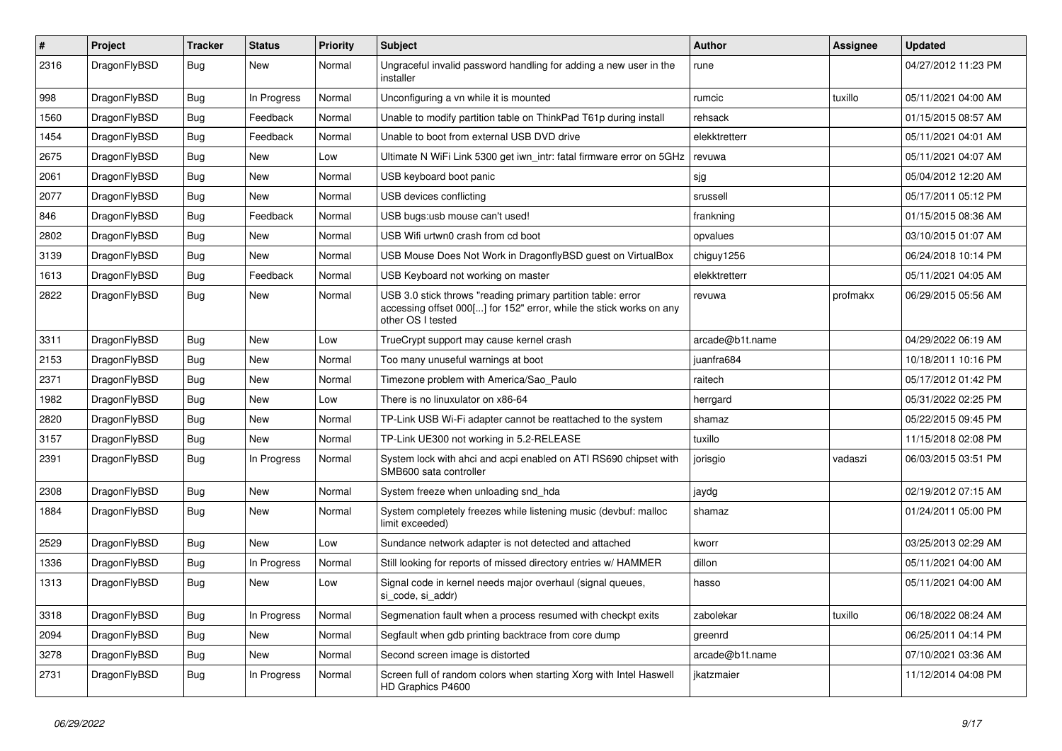| # | Project | Tracker | Status | Priority | Subject | Author | Assignee | Updated |
|---|---|---|---|---|---|---|---|---|
| 2316 | DragonFlyBSD | Bug | New | Normal | Ungraceful invalid password handling for adding a new user in the installer | rune | | 04/27/2012 11:23 PM |
| 998 | DragonFlyBSD | Bug | In Progress | Normal | Unconfiguring a vn while it is mounted | rumcic | tuxillo | 05/11/2021 04:00 AM |
| 1560 | DragonFlyBSD | Bug | Feedback | Normal | Unable to modify partition table on ThinkPad T61p during install | rehsack | | 01/15/2015 08:57 AM |
| 1454 | DragonFlyBSD | Bug | Feedback | Normal | Unable to boot from external USB DVD drive | elekktretterr | | 05/11/2021 04:01 AM |
| 2675 | DragonFlyBSD | Bug | New | Low | Ultimate N WiFi Link 5300 get iwn_intr: fatal firmware error on 5GHz | revuwa | | 05/11/2021 04:07 AM |
| 2061 | DragonFlyBSD | Bug | New | Normal | USB keyboard boot panic | sjg | | 05/04/2012 12:20 AM |
| 2077 | DragonFlyBSD | Bug | New | Normal | USB devices conflicting | srussell | | 05/17/2011 05:12 PM |
| 846 | DragonFlyBSD | Bug | Feedback | Normal | USB bugs:usb mouse can't used! | frankning | | 01/15/2015 08:36 AM |
| 2802 | DragonFlyBSD | Bug | New | Normal | USB Wifi urtwn0 crash from cd boot | opvalues | | 03/10/2015 01:07 AM |
| 3139 | DragonFlyBSD | Bug | New | Normal | USB Mouse Does Not Work in DragonflyBSD guest on VirtualBox | chiguy1256 | | 06/24/2018 10:14 PM |
| 1613 | DragonFlyBSD | Bug | Feedback | Normal | USB Keyboard not working on master | elekktretterr | | 05/11/2021 04:05 AM |
| 2822 | DragonFlyBSD | Bug | New | Normal | USB 3.0 stick throws "reading primary partition table: error accessing offset 000[...] for 152" error, while the stick works on any other OS I tested | revuwa | profmakx | 06/29/2015 05:56 AM |
| 3311 | DragonFlyBSD | Bug | New | Low | TrueCrypt support may cause kernel crash | arcade@b1t.name | | 04/29/2022 06:19 AM |
| 2153 | DragonFlyBSD | Bug | New | Normal | Too many unuseful warnings at boot | juanfra684 | | 10/18/2011 10:16 PM |
| 2371 | DragonFlyBSD | Bug | New | Normal | Timezone problem with America/Sao_Paulo | raitech | | 05/17/2012 01:42 PM |
| 1982 | DragonFlyBSD | Bug | New | Low | There is no linuxulator on x86-64 | herrgard | | 05/31/2022 02:25 PM |
| 2820 | DragonFlyBSD | Bug | New | Normal | TP-Link USB Wi-Fi adapter cannot be reattached to the system | shamaz | | 05/22/2015 09:45 PM |
| 3157 | DragonFlyBSD | Bug | New | Normal | TP-Link UE300 not working in 5.2-RELEASE | tuxillo | | 11/15/2018 02:08 PM |
| 2391 | DragonFlyBSD | Bug | In Progress | Normal | System lock with ahci and acpi enabled on ATI RS690 chipset with SMB600 sata controller | jorisgio | vadaszi | 06/03/2015 03:51 PM |
| 2308 | DragonFlyBSD | Bug | New | Normal | System freeze when unloading snd_hda | jaydg | | 02/19/2012 07:15 AM |
| 1884 | DragonFlyBSD | Bug | New | Normal | System completely freezes while listening music (devbuf: malloc limit exceeded) | shamaz | | 01/24/2011 05:00 PM |
| 2529 | DragonFlyBSD | Bug | New | Low | Sundance network adapter is not detected and attached | kworr | | 03/25/2013 02:29 AM |
| 1336 | DragonFlyBSD | Bug | In Progress | Normal | Still looking for reports of missed directory entries w/ HAMMER | dillon | | 05/11/2021 04:00 AM |
| 1313 | DragonFlyBSD | Bug | New | Low | Signal code in kernel needs major overhaul (signal queues, si_code, si_addr) | hasso | | 05/11/2021 04:00 AM |
| 3318 | DragonFlyBSD | Bug | In Progress | Normal | Segmenation fault when a process resumed with checkpt exits | zabolekar | tuxillo | 06/18/2022 08:24 AM |
| 2094 | DragonFlyBSD | Bug | New | Normal | Segfault when gdb printing backtrace from core dump | greenrd | | 06/25/2011 04:14 PM |
| 3278 | DragonFlyBSD | Bug | New | Normal | Second screen image is distorted | arcade@b1t.name | | 07/10/2021 03:36 AM |
| 2731 | DragonFlyBSD | Bug | In Progress | Normal | Screen full of random colors when starting Xorg with Intel Haswell HD Graphics P4600 | jkatzmaier | | 11/12/2014 04:08 PM |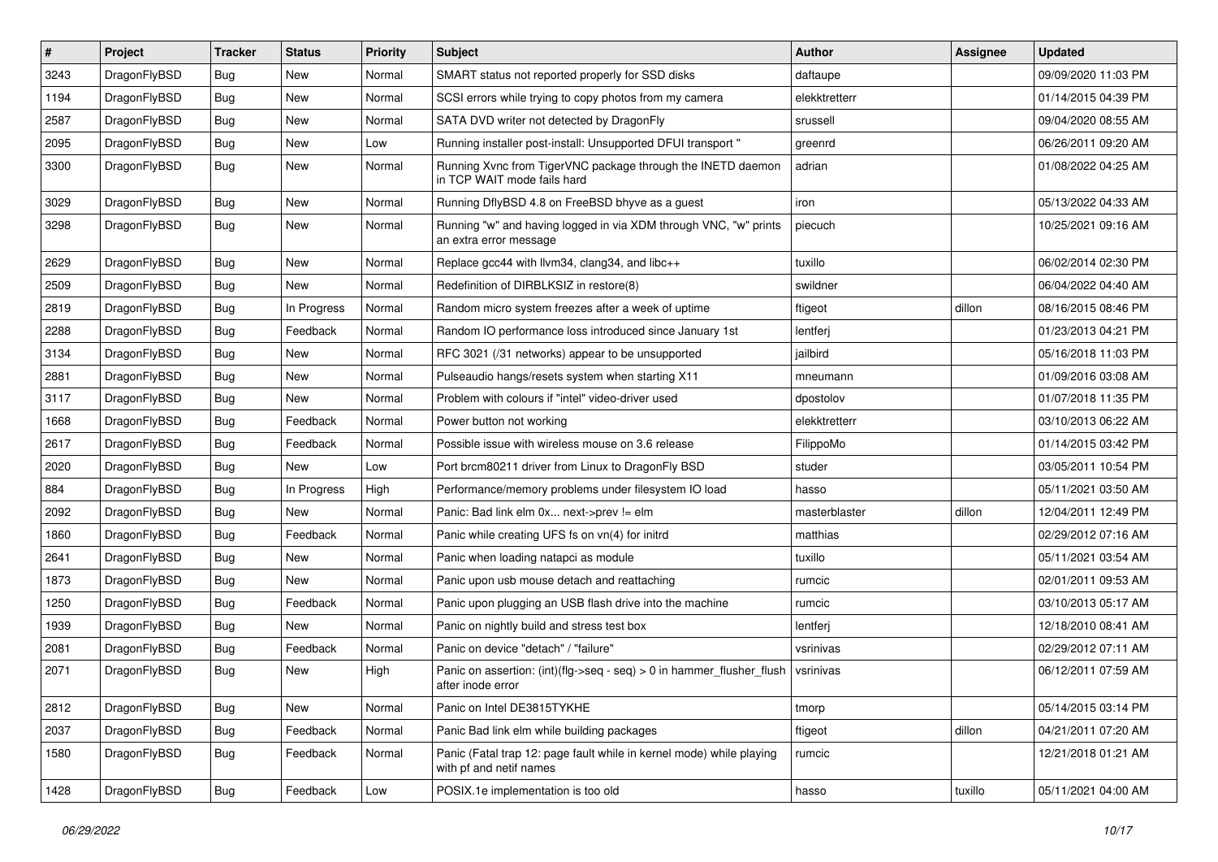| # | Project | Tracker | Status | Priority | Subject | Author | Assignee | Updated |
|---|---|---|---|---|---|---|---|---|
| 3243 | DragonFlyBSD | Bug | New | Normal | SMART status not reported properly for SSD disks | daftaupe | | 09/09/2020 11:03 PM |
| 1194 | DragonFlyBSD | Bug | New | Normal | SCSI errors while trying to copy photos from my camera | elekktretterr | | 01/14/2015 04:39 PM |
| 2587 | DragonFlyBSD | Bug | New | Normal | SATA DVD writer not detected by DragonFly | srussell | | 09/04/2020 08:55 AM |
| 2095 | DragonFlyBSD | Bug | New | Low | Running installer post-install: Unsupported DFUI transport " | greenrd | | 06/26/2011 09:20 AM |
| 3300 | DragonFlyBSD | Bug | New | Normal | Running Xvnc from TigerVNC package through the INETD daemon in TCP WAIT mode fails hard | adrian | | 01/08/2022 04:25 AM |
| 3029 | DragonFlyBSD | Bug | New | Normal | Running DflyBSD 4.8 on FreeBSD bhyve as a guest | iron | | 05/13/2022 04:33 AM |
| 3298 | DragonFlyBSD | Bug | New | Normal | Running "w" and having logged in via XDM through VNC, "w" prints an extra error message | piecuch | | 10/25/2021 09:16 AM |
| 2629 | DragonFlyBSD | Bug | New | Normal | Replace gcc44 with llvm34, clang34, and libc++ | tuxillo | | 06/02/2014 02:30 PM |
| 2509 | DragonFlyBSD | Bug | New | Normal | Redefinition of DIRBLKSIZ in restore(8) | swildner | | 06/04/2022 04:40 AM |
| 2819 | DragonFlyBSD | Bug | In Progress | Normal | Random micro system freezes after a week of uptime | ftigeot | dillon | 08/16/2015 08:46 PM |
| 2288 | DragonFlyBSD | Bug | Feedback | Normal | Random IO performance loss introduced since January 1st | lentferj | | 01/23/2013 04:21 PM |
| 3134 | DragonFlyBSD | Bug | New | Normal | RFC 3021 (/31 networks) appear to be unsupported | jailbird | | 05/16/2018 11:03 PM |
| 2881 | DragonFlyBSD | Bug | New | Normal | Pulseaudio hangs/resets system when starting X11 | mneumann | | 01/09/2016 03:08 AM |
| 3117 | DragonFlyBSD | Bug | New | Normal | Problem with colours if "intel" video-driver used | dpostolov | | 01/07/2018 11:35 PM |
| 1668 | DragonFlyBSD | Bug | Feedback | Normal | Power button not working | elekktretterr | | 03/10/2013 06:22 AM |
| 2617 | DragonFlyBSD | Bug | Feedback | Normal | Possible issue with wireless mouse on 3.6 release | FilippoMo | | 01/14/2015 03:42 PM |
| 2020 | DragonFlyBSD | Bug | New | Low | Port brcm80211 driver from Linux to DragonFly BSD | studer | | 03/05/2011 10:54 PM |
| 884 | DragonFlyBSD | Bug | In Progress | High | Performance/memory problems under filesystem IO load | hasso | | 05/11/2021 03:50 AM |
| 2092 | DragonFlyBSD | Bug | New | Normal | Panic: Bad link elm 0x... next->prev != elm | masterblaster | dillon | 12/04/2011 12:49 PM |
| 1860 | DragonFlyBSD | Bug | Feedback | Normal | Panic while creating UFS fs on vn(4) for initrd | matthias | | 02/29/2012 07:16 AM |
| 2641 | DragonFlyBSD | Bug | New | Normal | Panic when loading natapci as module | tuxillo | | 05/11/2021 03:54 AM |
| 1873 | DragonFlyBSD | Bug | New | Normal | Panic upon usb mouse detach and reattaching | rumcic | | 02/01/2011 09:53 AM |
| 1250 | DragonFlyBSD | Bug | Feedback | Normal | Panic upon plugging an USB flash drive into the machine | rumcic | | 03/10/2013 05:17 AM |
| 1939 | DragonFlyBSD | Bug | New | Normal | Panic on nightly build and stress test box | lentferj | | 12/18/2010 08:41 AM |
| 2081 | DragonFlyBSD | Bug | Feedback | Normal | Panic on device "detach" / "failure" | vsrinivas | | 02/29/2012 07:11 AM |
| 2071 | DragonFlyBSD | Bug | New | High | Panic on assertion: (int)(flg->seq - seq) > 0 in hammer_flusher_flush after inode error | vsrinivas | | 06/12/2011 07:59 AM |
| 2812 | DragonFlyBSD | Bug | New | Normal | Panic on Intel DE3815TYKHE | tmorp | | 05/14/2015 03:14 PM |
| 2037 | DragonFlyBSD | Bug | Feedback | Normal | Panic Bad link elm while building packages | ftigeot | dillon | 04/21/2011 07:20 AM |
| 1580 | DragonFlyBSD | Bug | Feedback | Normal | Panic (Fatal trap 12: page fault while in kernel mode) while playing with pf and netif names | rumcic | | 12/21/2018 01:21 AM |
| 1428 | DragonFlyBSD | Bug | Feedback | Low | POSIX.1e implementation is too old | hasso | tuxillo | 05/11/2021 04:00 AM |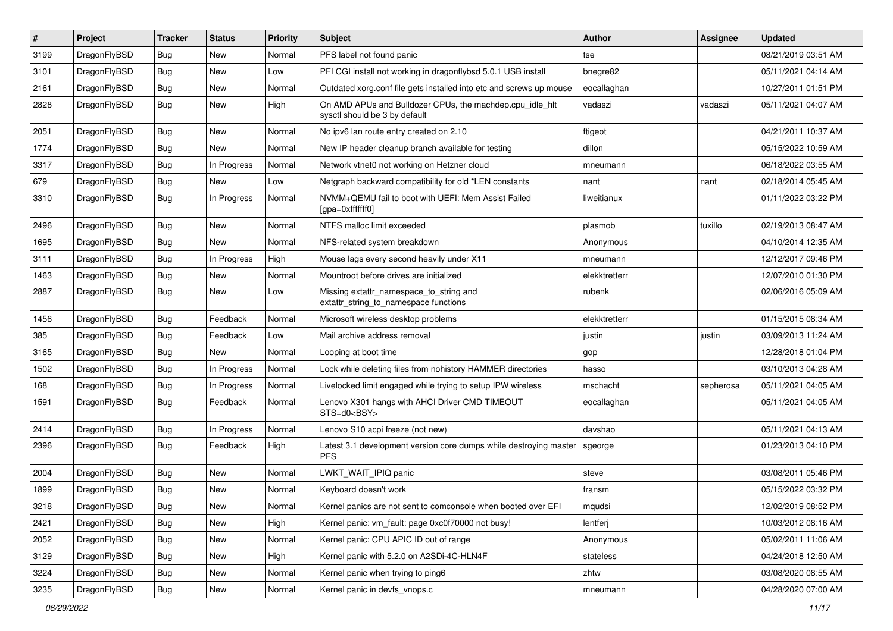| # | Project | Tracker | Status | Priority | Subject | Author | Assignee | Updated |
|---|---|---|---|---|---|---|---|---|
| 3199 | DragonFlyBSD | Bug | New | Normal | PFS label not found panic | tse | | 08/21/2019 03:51 AM |
| 3101 | DragonFlyBSD | Bug | New | Low | PFI CGI install not working in dragonflybsd 5.0.1 USB install | bnegre82 | | 05/11/2021 04:14 AM |
| 2161 | DragonFlyBSD | Bug | New | Normal | Outdated xorg.conf file gets installed into etc and screws up mouse | eocallaghan | | 10/27/2011 01:51 PM |
| 2828 | DragonFlyBSD | Bug | New | High | On AMD APUs and Bulldozer CPUs, the machdep.cpu_idle_hlt sysctl should be 3 by default | vadaszi | vadaszi | 05/11/2021 04:07 AM |
| 2051 | DragonFlyBSD | Bug | New | Normal | No ipv6 lan route entry created on 2.10 | ftigeot | | 04/21/2011 10:37 AM |
| 1774 | DragonFlyBSD | Bug | New | Normal | New IP header cleanup branch available for testing | dillon | | 05/15/2022 10:59 AM |
| 3317 | DragonFlyBSD | Bug | In Progress | Normal | Network vtnet0 not working on Hetzner cloud | mneumann | | 06/18/2022 03:55 AM |
| 679 | DragonFlyBSD | Bug | New | Low | Netgraph backward compatibility for old *LEN constants | nant | nant | 02/18/2014 05:45 AM |
| 3310 | DragonFlyBSD | Bug | In Progress | Normal | NVMM+QEMU fail to boot with UEFI: Mem Assist Failed [gpa=0xfffffff0] | liweitianux | | 01/11/2022 03:22 PM |
| 2496 | DragonFlyBSD | Bug | New | Normal | NTFS malloc limit exceeded | plasmob | tuxillo | 02/19/2013 08:47 AM |
| 1695 | DragonFlyBSD | Bug | New | Normal | NFS-related system breakdown | Anonymous | | 04/10/2014 12:35 AM |
| 3111 | DragonFlyBSD | Bug | In Progress | High | Mouse lags every second heavily under X11 | mneumann | | 12/12/2017 09:46 PM |
| 1463 | DragonFlyBSD | Bug | New | Normal | Mountroot before drives are initialized | elekktretterr | | 12/07/2010 01:30 PM |
| 2887 | DragonFlyBSD | Bug | New | Low | Missing extattr_namespace_to_string and extattr_string_to_namespace functions | rubenk | | 02/06/2016 05:09 AM |
| 1456 | DragonFlyBSD | Bug | Feedback | Normal | Microsoft wireless desktop problems | elekktretterr | | 01/15/2015 08:34 AM |
| 385 | DragonFlyBSD | Bug | Feedback | Low | Mail archive address removal | justin | justin | 03/09/2013 11:24 AM |
| 3165 | DragonFlyBSD | Bug | New | Normal | Looping at boot time | gop | | 12/28/2018 01:04 PM |
| 1502 | DragonFlyBSD | Bug | In Progress | Normal | Lock while deleting files from nohistory HAMMER directories | hasso | | 03/10/2013 04:28 AM |
| 168 | DragonFlyBSD | Bug | In Progress | Normal | Livelocked limit engaged while trying to setup IPW wireless | mschacht | sepherosa | 05/11/2021 04:05 AM |
| 1591 | DragonFlyBSD | Bug | Feedback | Normal | Lenovo X301 hangs with AHCI Driver CMD TIMEOUT STS=d0<BSY> | eocallaghan | | 05/11/2021 04:05 AM |
| 2414 | DragonFlyBSD | Bug | In Progress | Normal | Lenovo S10 acpi freeze (not new) | davshao | | 05/11/2021 04:13 AM |
| 2396 | DragonFlyBSD | Bug | Feedback | High | Latest 3.1 development version core dumps while destroying master PFS | sgeorge | | 01/23/2013 04:10 PM |
| 2004 | DragonFlyBSD | Bug | New | Normal | LWKT_WAIT_IPIQ panic | steve | | 03/08/2011 05:46 PM |
| 1899 | DragonFlyBSD | Bug | New | Normal | Keyboard doesn't work | fransm | | 05/15/2022 03:32 PM |
| 3218 | DragonFlyBSD | Bug | New | Normal | Kernel panics are not sent to comconsole when booted over EFI | mqudsi | | 12/02/2019 08:52 PM |
| 2421 | DragonFlyBSD | Bug | New | High | Kernel panic: vm_fault: page 0xc0f70000 not busy! | lentferj | | 10/03/2012 08:16 AM |
| 2052 | DragonFlyBSD | Bug | New | Normal | Kernel panic: CPU APIC ID out of range | Anonymous | | 05/02/2011 11:06 AM |
| 3129 | DragonFlyBSD | Bug | New | High | Kernel panic with 5.2.0 on A2SDi-4C-HLN4F | stateless | | 04/24/2018 12:50 AM |
| 3224 | DragonFlyBSD | Bug | New | Normal | Kernel panic when trying to ping6 | zhtw | | 03/08/2020 08:55 AM |
| 3235 | DragonFlyBSD | Bug | New | Normal | Kernel panic in devfs_vnops.c | mneumann | | 04/28/2020 07:00 AM |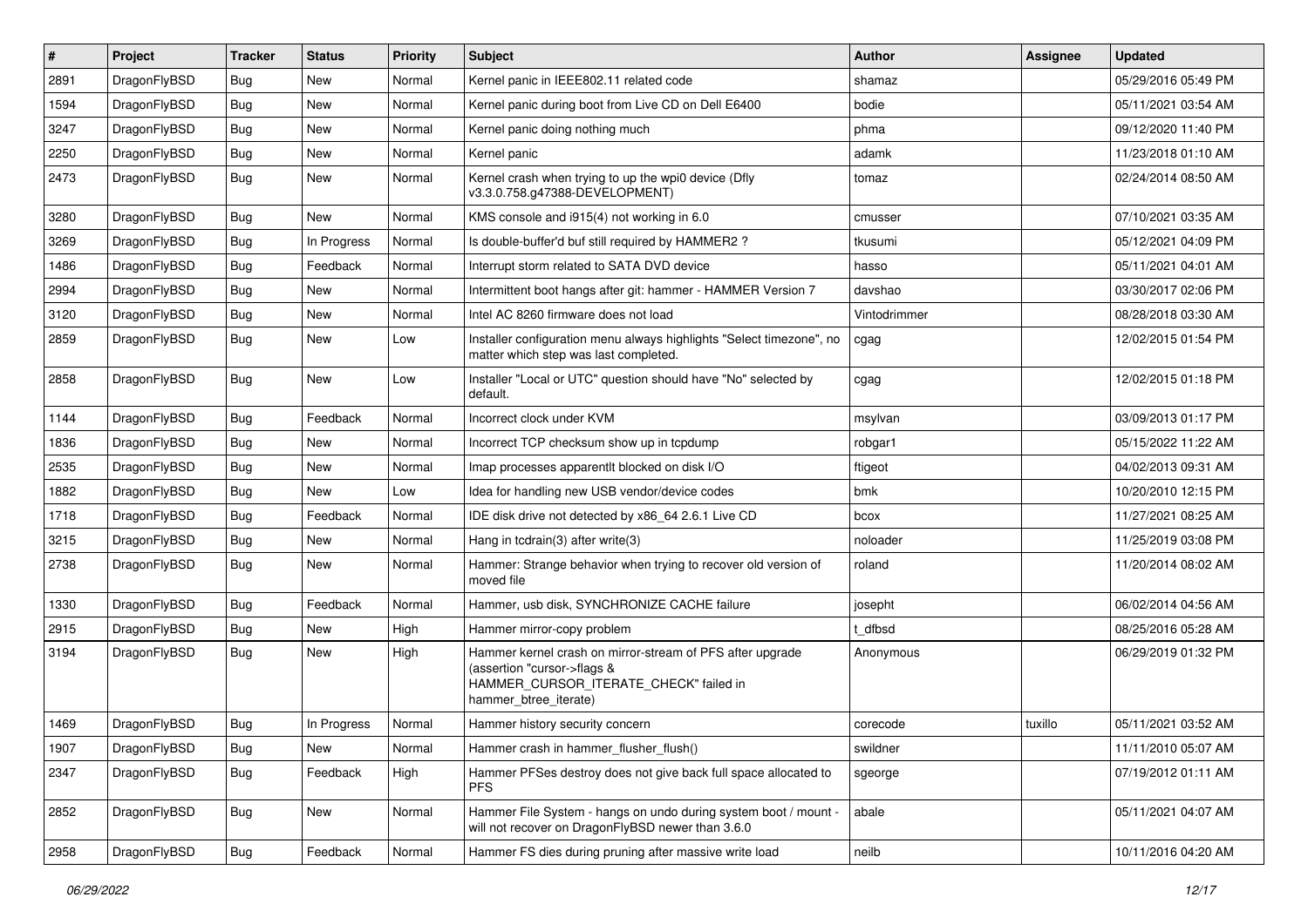| # | Project | Tracker | Status | Priority | Subject | Author | Assignee | Updated |
|---|---|---|---|---|---|---|---|---|
| 2891 | DragonFlyBSD | Bug | New | Normal | Kernel panic in IEEE802.11 related code | shamaz | | 05/29/2016 05:49 PM |
| 1594 | DragonFlyBSD | Bug | New | Normal | Kernel panic during boot from Live CD on Dell E6400 | bodie | | 05/11/2021 03:54 AM |
| 3247 | DragonFlyBSD | Bug | New | Normal | Kernel panic doing nothing much | phma | | 09/12/2020 11:40 PM |
| 2250 | DragonFlyBSD | Bug | New | Normal | Kernel panic | adamk | | 11/23/2018 01:10 AM |
| 2473 | DragonFlyBSD | Bug | New | Normal | Kernel crash when trying to up the wpi0 device (Dfly v3.3.0.758.g47388-DEVELOPMENT) | tomaz | | 02/24/2014 08:50 AM |
| 3280 | DragonFlyBSD | Bug | New | Normal | KMS console and i915(4) not working in 6.0 | cmusser | | 07/10/2021 03:35 AM |
| 3269 | DragonFlyBSD | Bug | In Progress | Normal | Is double-buffer'd buf still required by HAMMER2 ? | tkusumi | | 05/12/2021 04:09 PM |
| 1486 | DragonFlyBSD | Bug | Feedback | Normal | Interrupt storm related to SATA DVD device | hasso | | 05/11/2021 04:01 AM |
| 2994 | DragonFlyBSD | Bug | New | Normal | Intermittent boot hangs after git: hammer - HAMMER Version 7 | davshao | | 03/30/2017 02:06 PM |
| 3120 | DragonFlyBSD | Bug | New | Normal | Intel AC 8260 firmware does not load | Vintodrimmer | | 08/28/2018 03:30 AM |
| 2859 | DragonFlyBSD | Bug | New | Low | Installer configuration menu always highlights "Select timezone", no matter which step was last completed. | cgag | | 12/02/2015 01:54 PM |
| 2858 | DragonFlyBSD | Bug | New | Low | Installer "Local or UTC" question should have "No" selected by default. | cgag | | 12/02/2015 01:18 PM |
| 1144 | DragonFlyBSD | Bug | Feedback | Normal | Incorrect clock under KVM | msylvan | | 03/09/2013 01:17 PM |
| 1836 | DragonFlyBSD | Bug | New | Normal | Incorrect TCP checksum show up in tcpdump | robgar1 | | 05/15/2022 11:22 AM |
| 2535 | DragonFlyBSD | Bug | New | Normal | Imap processes apparentlt blocked on disk I/O | ftigeot | | 04/02/2013 09:31 AM |
| 1882 | DragonFlyBSD | Bug | New | Low | Idea for handling new USB vendor/device codes | bmk | | 10/20/2010 12:15 PM |
| 1718 | DragonFlyBSD | Bug | Feedback | Normal | IDE disk drive not detected by x86_64 2.6.1 Live CD | bcox | | 11/27/2021 08:25 AM |
| 3215 | DragonFlyBSD | Bug | New | Normal | Hang in tcdrain(3) after write(3) | noloader | | 11/25/2019 03:08 PM |
| 2738 | DragonFlyBSD | Bug | New | Normal | Hammer: Strange behavior when trying to recover old version of moved file | roland | | 11/20/2014 08:02 AM |
| 1330 | DragonFlyBSD | Bug | Feedback | Normal | Hammer, usb disk, SYNCHRONIZE CACHE failure | josepht | | 06/02/2014 04:56 AM |
| 2915 | DragonFlyBSD | Bug | New | High | Hammer mirror-copy problem | t_dfbsd | | 08/25/2016 05:28 AM |
| 3194 | DragonFlyBSD | Bug | New | High | Hammer kernel crash on mirror-stream of PFS after upgrade (assertion "cursor->flags & HAMMER_CURSOR_ITERATE_CHECK" failed in hammer_btree_iterate) | Anonymous | | 06/29/2019 01:32 PM |
| 1469 | DragonFlyBSD | Bug | In Progress | Normal | Hammer history security concern | corecode | tuxillo | 05/11/2021 03:52 AM |
| 1907 | DragonFlyBSD | Bug | New | Normal | Hammer crash in hammer_flusher_flush() | swildner | | 11/11/2010 05:07 AM |
| 2347 | DragonFlyBSD | Bug | Feedback | High | Hammer PFSes destroy does not give back full space allocated to PFS | sgeorge | | 07/19/2012 01:11 AM |
| 2852 | DragonFlyBSD | Bug | New | Normal | Hammer File System - hangs on undo during system boot / mount - will not recover on DragonFlyBSD newer than 3.6.0 | abale | | 05/11/2021 04:07 AM |
| 2958 | DragonFlyBSD | Bug | Feedback | Normal | Hammer FS dies during pruning after massive write load | neilb | | 10/11/2016 04:20 AM |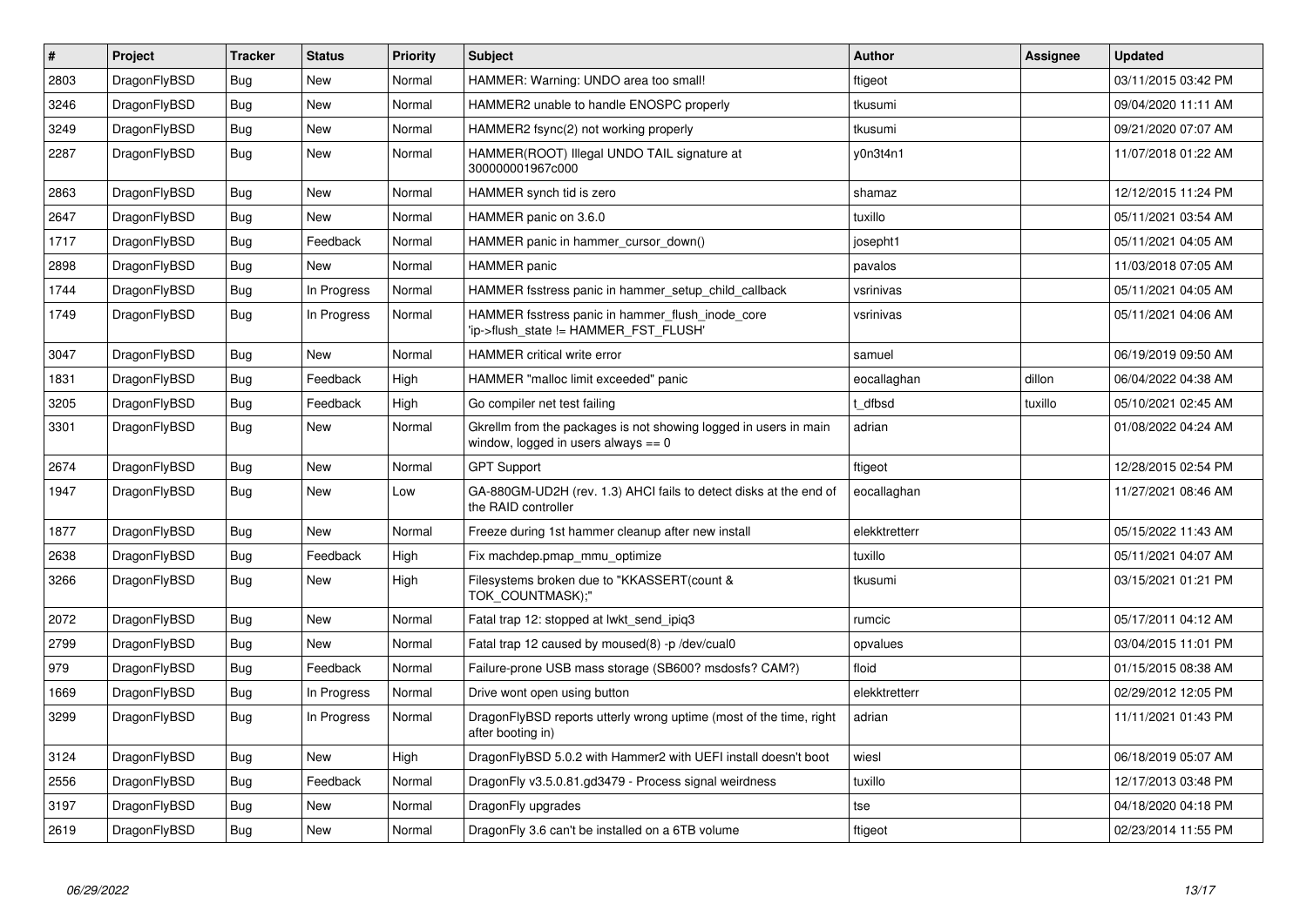| # | Project | Tracker | Status | Priority | Subject | Author | Assignee | Updated |
|---|---|---|---|---|---|---|---|---|
| 2803 | DragonFlyBSD | Bug | New | Normal | HAMMER: Warning: UNDO area too small! | ftigeot | | 03/11/2015 03:42 PM |
| 3246 | DragonFlyBSD | Bug | New | Normal | HAMMER2 unable to handle ENOSPC properly | tkusumi | | 09/04/2020 11:11 AM |
| 3249 | DragonFlyBSD | Bug | New | Normal | HAMMER2 fsync(2) not working properly | tkusumi | | 09/21/2020 07:07 AM |
| 2287 | DragonFlyBSD | Bug | New | Normal | HAMMER(ROOT) Illegal UNDO TAIL signature at 300000001967c000 | y0n3t4n1 | | 11/07/2018 01:22 AM |
| 2863 | DragonFlyBSD | Bug | New | Normal | HAMMER synch tid is zero | shamaz | | 12/12/2015 11:24 PM |
| 2647 | DragonFlyBSD | Bug | New | Normal | HAMMER panic on 3.6.0 | tuxillo | | 05/11/2021 03:54 AM |
| 1717 | DragonFlyBSD | Bug | Feedback | Normal | HAMMER panic in hammer_cursor_down() | josepht1 | | 05/11/2021 04:05 AM |
| 2898 | DragonFlyBSD | Bug | New | Normal | HAMMER panic | pavalos | | 11/03/2018 07:05 AM |
| 1744 | DragonFlyBSD | Bug | In Progress | Normal | HAMMER fsstress panic in hammer_setup_child_callback | vsrinivas | | 05/11/2021 04:05 AM |
| 1749 | DragonFlyBSD | Bug | In Progress | Normal | HAMMER fsstress panic in hammer_flush_inode_core 'ip->flush_state != HAMMER_FST_FLUSH' | vsrinivas | | 05/11/2021 04:06 AM |
| 3047 | DragonFlyBSD | Bug | New | Normal | HAMMER critical write error | samuel | | 06/19/2019 09:50 AM |
| 1831 | DragonFlyBSD | Bug | Feedback | High | HAMMER "malloc limit exceeded" panic | eocallaghan | dillon | 06/04/2022 04:38 AM |
| 3205 | DragonFlyBSD | Bug | Feedback | High | Go compiler net test failing | t_dfbsd | tuxillo | 05/10/2021 02:45 AM |
| 3301 | DragonFlyBSD | Bug | New | Normal | Gkrellm from the packages is not showing logged in users in main window, logged in users always == 0 | adrian | | 01/08/2022 04:24 AM |
| 2674 | DragonFlyBSD | Bug | New | Normal | GPT Support | ftigeot | | 12/28/2015 02:54 PM |
| 1947 | DragonFlyBSD | Bug | New | Low | GA-880GM-UD2H (rev. 1.3) AHCI fails to detect disks at the end of the RAID controller | eocallaghan | | 11/27/2021 08:46 AM |
| 1877 | DragonFlyBSD | Bug | New | Normal | Freeze during 1st hammer cleanup after new install | elekktretterr | | 05/15/2022 11:43 AM |
| 2638 | DragonFlyBSD | Bug | Feedback | High | Fix machdep.pmap_mmu_optimize | tuxillo | | 05/11/2021 04:07 AM |
| 3266 | DragonFlyBSD | Bug | New | High | Filesystems broken due to "KKASSERT(count & TOK_COUNTMASK);" | tkusumi | | 03/15/2021 01:21 PM |
| 2072 | DragonFlyBSD | Bug | New | Normal | Fatal trap 12: stopped at lwkt_send_ipiq3 | rumcic | | 05/17/2011 04:12 AM |
| 2799 | DragonFlyBSD | Bug | New | Normal | Fatal trap 12 caused by moused(8) -p /dev/cual0 | opvalues | | 03/04/2015 11:01 PM |
| 979 | DragonFlyBSD | Bug | Feedback | Normal | Failure-prone USB mass storage (SB600? msdosfs? CAM?) | floid | | 01/15/2015 08:38 AM |
| 1669 | DragonFlyBSD | Bug | In Progress | Normal | Drive wont open using button | elekktretterr | | 02/29/2012 12:05 PM |
| 3299 | DragonFlyBSD | Bug | In Progress | Normal | DragonFlyBSD reports utterly wrong uptime (most of the time, right after booting in) | adrian | | 11/11/2021 01:43 PM |
| 3124 | DragonFlyBSD | Bug | New | High | DragonFlyBSD 5.0.2 with Hammer2 with UEFI install doesn't boot | wiesl | | 06/18/2019 05:07 AM |
| 2556 | DragonFlyBSD | Bug | Feedback | Normal | DragonFly v3.5.0.81.gd3479 - Process signal weirdness | tuxillo | | 12/17/2013 03:48 PM |
| 3197 | DragonFlyBSD | Bug | New | Normal | DragonFly upgrades | tse | | 04/18/2020 04:18 PM |
| 2619 | DragonFlyBSD | Bug | New | Normal | DragonFly 3.6 can't be installed on a 6TB volume | ftigeot | | 02/23/2014 11:55 PM |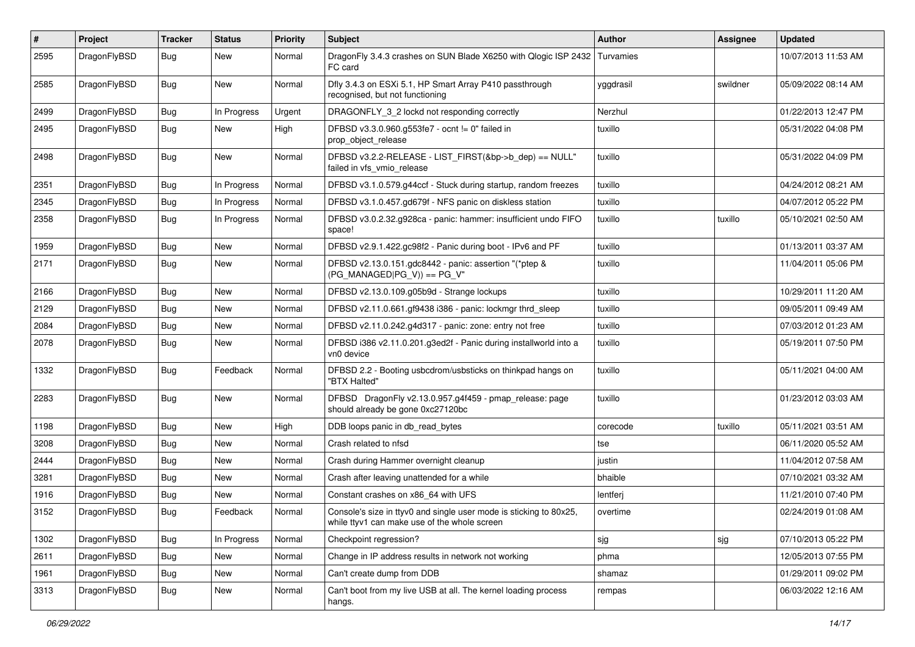| # | Project | Tracker | Status | Priority | Subject | Author | Assignee | Updated |
|---|---|---|---|---|---|---|---|---|
| 2595 | DragonFlyBSD | Bug | New | Normal | DragonFly 3.4.3 crashes on SUN Blade X6250 with Qlogic ISP 2432 FC card | Turvamies | | 10/07/2013 11:53 AM |
| 2585 | DragonFlyBSD | Bug | New | Normal | Dfly 3.4.3 on ESXi 5.1, HP Smart Array P410 passthrough recognised, but not functioning | yggdrasil | swildner | 05/09/2022 08:14 AM |
| 2499 | DragonFlyBSD | Bug | In Progress | Urgent | DRAGONFLY_3_2 lockd not responding correctly | Nerzhul | | 01/22/2013 12:47 PM |
| 2495 | DragonFlyBSD | Bug | New | High | DFBSD v3.3.0.960.g553fe7 - ocnt != 0" failed in prop_object_release | tuxillo | | 05/31/2022 04:08 PM |
| 2498 | DragonFlyBSD | Bug | New | Normal | DFBSD v3.2.2-RELEASE - LIST_FIRST(&bp->b_dep) == NULL" failed in vfs_vmio_release | tuxillo | | 05/31/2022 04:09 PM |
| 2351 | DragonFlyBSD | Bug | In Progress | Normal | DFBSD v3.1.0.579.g44ccf - Stuck during startup, random freezes | tuxillo | | 04/24/2012 08:21 AM |
| 2345 | DragonFlyBSD | Bug | In Progress | Normal | DFBSD v3.1.0.457.gd679f - NFS panic on diskless station | tuxillo | | 04/07/2012 05:22 PM |
| 2358 | DragonFlyBSD | Bug | In Progress | Normal | DFBSD v3.0.2.32.g928ca - panic: hammer: insufficient undo FIFO space! | tuxillo | tuxillo | 05/10/2021 02:50 AM |
| 1959 | DragonFlyBSD | Bug | New | Normal | DFBSD v2.9.1.422.gc98f2 - Panic during boot - IPv6 and PF | tuxillo | | 01/13/2011 03:37 AM |
| 2171 | DragonFlyBSD | Bug | New | Normal | DFBSD v2.13.0.151.gdc8442 - panic: assertion "(*ptep & (PG_MANAGED\|PG_V)) == PG_V" | tuxillo | | 11/04/2011 05:06 PM |
| 2166 | DragonFlyBSD | Bug | New | Normal | DFBSD v2.13.0.109.g05b9d - Strange lockups | tuxillo | | 10/29/2011 11:20 AM |
| 2129 | DragonFlyBSD | Bug | New | Normal | DFBSD v2.11.0.661.gf9438 i386 - panic: lockmgr thrd_sleep | tuxillo | | 09/05/2011 09:49 AM |
| 2084 | DragonFlyBSD | Bug | New | Normal | DFBSD v2.11.0.242.g4d317 - panic: zone: entry not free | tuxillo | | 07/03/2012 01:23 AM |
| 2078 | DragonFlyBSD | Bug | New | Normal | DFBSD i386 v2.11.0.201.g3ed2f - Panic during installworld into a vn0 device | tuxillo | | 05/19/2011 07:50 PM |
| 1332 | DragonFlyBSD | Bug | Feedback | Normal | DFBSD 2.2 - Booting usbcdrom/usbsticks on thinkpad hangs on "BTX Halted" | tuxillo | | 05/11/2021 04:00 AM |
| 2283 | DragonFlyBSD | Bug | New | Normal | DFBSD DragonFly v2.13.0.957.g4f459 - pmap_release: page should already be gone 0xc27120bc | tuxillo | | 01/23/2012 03:03 AM |
| 1198 | DragonFlyBSD | Bug | New | High | DDB loops panic in db_read_bytes | corecode | tuxillo | 05/11/2021 03:51 AM |
| 3208 | DragonFlyBSD | Bug | New | Normal | Crash related to nfsd | tse | | 06/11/2020 05:52 AM |
| 2444 | DragonFlyBSD | Bug | New | Normal | Crash during Hammer overnight cleanup | justin | | 11/04/2012 07:58 AM |
| 3281 | DragonFlyBSD | Bug | New | Normal | Crash after leaving unattended for a while | bhaible | | 07/10/2021 03:32 AM |
| 1916 | DragonFlyBSD | Bug | New | Normal | Constant crashes on x86_64 with UFS | lentferj | | 11/21/2010 07:40 PM |
| 3152 | DragonFlyBSD | Bug | Feedback | Normal | Console's size in ttyv0 and single user mode is sticking to 80x25, while ttyv1 can make use of the whole screen | overtime | | 02/24/2019 01:08 AM |
| 1302 | DragonFlyBSD | Bug | In Progress | Normal | Checkpoint regression? | sjg | sjg | 07/10/2013 05:22 PM |
| 2611 | DragonFlyBSD | Bug | New | Normal | Change in IP address results in network not working | phma | | 12/05/2013 07:55 PM |
| 1961 | DragonFlyBSD | Bug | New | Normal | Can't create dump from DDB | shamaz | | 01/29/2011 09:02 PM |
| 3313 | DragonFlyBSD | Bug | New | Normal | Can't boot from my live USB at all. The kernel loading process hangs. | rempas | | 06/03/2022 12:16 AM |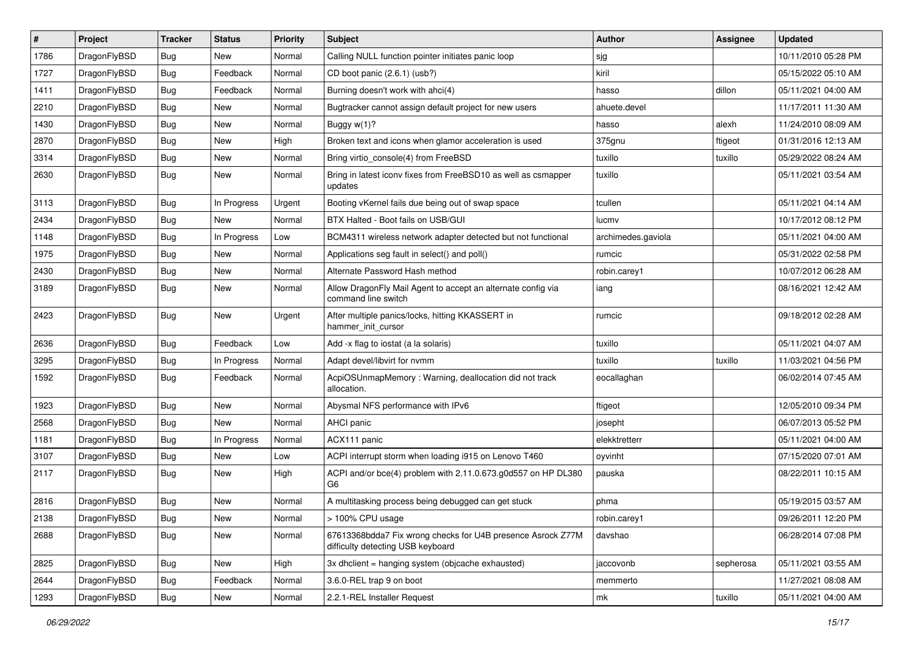| # | Project | Tracker | Status | Priority | Subject | Author | Assignee | Updated |
|---|---|---|---|---|---|---|---|---|
| 1786 | DragonFlyBSD | Bug | New | Normal | Calling NULL function pointer initiates panic loop | sjg | | 10/11/2010 05:28 PM |
| 1727 | DragonFlyBSD | Bug | Feedback | Normal | CD boot panic (2.6.1) (usb?) | kiril | | 05/15/2022 05:10 AM |
| 1411 | DragonFlyBSD | Bug | Feedback | Normal | Burning doesn't work with ahci(4) | hasso | dillon | 05/11/2021 04:00 AM |
| 2210 | DragonFlyBSD | Bug | New | Normal | Bugtracker cannot assign default project for new users | ahuete.devel | | 11/17/2011 11:30 AM |
| 1430 | DragonFlyBSD | Bug | New | Normal | Buggy w(1)? | hasso | alexh | 11/24/2010 08:09 AM |
| 2870 | DragonFlyBSD | Bug | New | High | Broken text and icons when glamor acceleration is used | 375gnu | ftigeot | 01/31/2016 12:13 AM |
| 3314 | DragonFlyBSD | Bug | New | Normal | Bring virtio_console(4) from FreeBSD | tuxillo | tuxillo | 05/29/2022 08:24 AM |
| 2630 | DragonFlyBSD | Bug | New | Normal | Bring in latest iconv fixes from FreeBSD10 as well as csmapper updates | tuxillo | | 05/11/2021 03:54 AM |
| 3113 | DragonFlyBSD | Bug | In Progress | Urgent | Booting vKernel fails due being out of swap space | tcullen | | 05/11/2021 04:14 AM |
| 2434 | DragonFlyBSD | Bug | New | Normal | BTX Halted - Boot fails on USB/GUI | lucmv | | 10/17/2012 08:12 PM |
| 1148 | DragonFlyBSD | Bug | In Progress | Low | BCM4311 wireless network adapter detected but not functional | archimedes.gaviola | | 05/11/2021 04:00 AM |
| 1975 | DragonFlyBSD | Bug | New | Normal | Applications seg fault in select() and poll() | rumcic | | 05/31/2022 02:58 PM |
| 2430 | DragonFlyBSD | Bug | New | Normal | Alternate Password Hash method | robin.carey1 | | 10/07/2012 06:28 AM |
| 3189 | DragonFlyBSD | Bug | New | Normal | Allow DragonFly Mail Agent to accept an alternate config via command line switch | iang | | 08/16/2021 12:42 AM |
| 2423 | DragonFlyBSD | Bug | New | Urgent | After multiple panics/locks, hitting KKASSERT in hammer_init_cursor | rumcic | | 09/18/2012 02:28 AM |
| 2636 | DragonFlyBSD | Bug | Feedback | Low | Add -x flag to iostat (a la solaris) | tuxillo | | 05/11/2021 04:07 AM |
| 3295 | DragonFlyBSD | Bug | In Progress | Normal | Adapt devel/libvirt for nvmm | tuxillo | tuxillo | 11/03/2021 04:56 PM |
| 1592 | DragonFlyBSD | Bug | Feedback | Normal | AcpiOSUnmapMemory : Warning, deallocation did not track allocation. | eocallaghan | | 06/02/2014 07:45 AM |
| 1923 | DragonFlyBSD | Bug | New | Normal | Abysmal NFS performance with IPv6 | ftigeot | | 12/05/2010 09:34 PM |
| 2568 | DragonFlyBSD | Bug | New | Normal | AHCI panic | josepht | | 06/07/2013 05:52 PM |
| 1181 | DragonFlyBSD | Bug | In Progress | Normal | ACX111 panic | elekktretterr | | 05/11/2021 04:00 AM |
| 3107 | DragonFlyBSD | Bug | New | Low | ACPI interrupt storm when loading i915 on Lenovo T460 | oyvinht | | 07/15/2020 07:01 AM |
| 2117 | DragonFlyBSD | Bug | New | High | ACPI and/or bce(4) problem with 2.11.0.673.g0d557 on HP DL380 G6 | pauska | | 08/22/2011 10:15 AM |
| 2816 | DragonFlyBSD | Bug | New | Normal | A multitasking process being debugged can get stuck | phma | | 05/19/2015 03:57 AM |
| 2138 | DragonFlyBSD | Bug | New | Normal | > 100% CPU usage | robin.carey1 | | 09/26/2011 12:20 PM |
| 2688 | DragonFlyBSD | Bug | New | Normal | 67613368bdda7 Fix wrong checks for U4B presence Asrock Z77M difficulty detecting USB keyboard | davshao | | 06/28/2014 07:08 PM |
| 2825 | DragonFlyBSD | Bug | New | High | 3x dhclient = hanging system (objcache exhausted) | jaccovonb | sepherosa | 05/11/2021 03:55 AM |
| 2644 | DragonFlyBSD | Bug | Feedback | Normal | 3.6.0-REL trap 9 on boot | memmerto | | 11/27/2021 08:08 AM |
| 1293 | DragonFlyBSD | Bug | New | Normal | 2.2.1-REL Installer Request | mk | tuxillo | 05/11/2021 04:00 AM |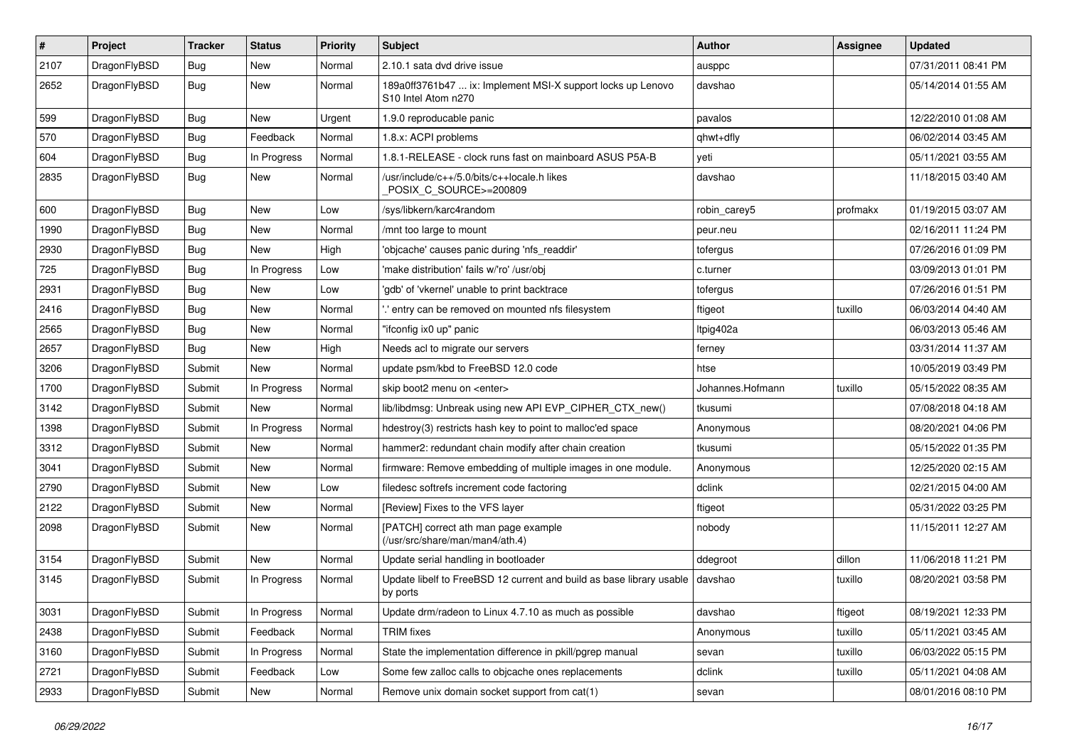| # | Project | Tracker | Status | Priority | Subject | Author | Assignee | Updated |
|---|---|---|---|---|---|---|---|---|
| 2107 | DragonFlyBSD | Bug | New | Normal | 2.10.1 sata dvd drive issue | ausppc | | 07/31/2011 08:41 PM |
| 2652 | DragonFlyBSD | Bug | New | Normal | 189a0ff3761b47 ... ix: Implement MSI-X support locks up Lenovo S10 Intel Atom n270 | davshao | | 05/14/2014 01:55 AM |
| 599 | DragonFlyBSD | Bug | New | Urgent | 1.9.0 reproducable panic | pavalos | | 12/22/2010 01:08 AM |
| 570 | DragonFlyBSD | Bug | Feedback | Normal | 1.8.x: ACPI problems | qhwt+dfly | | 06/02/2014 03:45 AM |
| 604 | DragonFlyBSD | Bug | In Progress | Normal | 1.8.1-RELEASE - clock runs fast on mainboard ASUS P5A-B | yeti | | 05/11/2021 03:55 AM |
| 2835 | DragonFlyBSD | Bug | New | Normal | /usr/include/c++/5.0/bits/c++locale.h likes _POSIX_C_SOURCE>=200809 | davshao | | 11/18/2015 03:40 AM |
| 600 | DragonFlyBSD | Bug | New | Low | /sys/libkern/karc4random | robin_carey5 | profmakx | 01/19/2015 03:07 AM |
| 1990 | DragonFlyBSD | Bug | New | Normal | /mnt too large to mount | peur.neu | | 02/16/2011 11:24 PM |
| 2930 | DragonFlyBSD | Bug | New | High | 'objcache' causes panic during 'nfs_readdir' | tofergus | | 07/26/2016 01:09 PM |
| 725 | DragonFlyBSD | Bug | In Progress | Low | 'make distribution' fails w/'ro' /usr/obj | c.turner | | 03/09/2013 01:01 PM |
| 2931 | DragonFlyBSD | Bug | New | Low | 'gdb' of 'vkernel' unable to print backtrace | tofergus | | 07/26/2016 01:51 PM |
| 2416 | DragonFlyBSD | Bug | New | Normal | '.' entry can be removed on mounted nfs filesystem | ftigeot | tuxillo | 06/03/2014 04:40 AM |
| 2565 | DragonFlyBSD | Bug | New | Normal | "ifconfig ix0 up" panic | ltpig402a | | 06/03/2013 05:46 AM |
| 2657 | DragonFlyBSD | Bug | New | High | Needs acl to migrate our servers | ferney | | 03/31/2014 11:37 AM |
| 3206 | DragonFlyBSD | Submit | New | Normal | update psm/kbd to FreeBSD 12.0 code | htse | | 10/05/2019 03:49 PM |
| 1700 | DragonFlyBSD | Submit | In Progress | Normal | skip boot2 menu on <enter> | Johannes.Hofmann | tuxillo | 05/15/2022 08:35 AM |
| 3142 | DragonFlyBSD | Submit | New | Normal | lib/libdmsg: Unbreak using new API EVP_CIPHER_CTX_new() | tkusumi | | 07/08/2018 04:18 AM |
| 1398 | DragonFlyBSD | Submit | In Progress | Normal | hdestroy(3) restricts hash key to point to malloc'ed space | Anonymous | | 08/20/2021 04:06 PM |
| 3312 | DragonFlyBSD | Submit | New | Normal | hammer2: redundant chain modify after chain creation | tkusumi | | 05/15/2022 01:35 PM |
| 3041 | DragonFlyBSD | Submit | New | Normal | firmware: Remove embedding of multiple images in one module. | Anonymous | | 12/25/2020 02:15 AM |
| 2790 | DragonFlyBSD | Submit | New | Low | filedesc softrefs increment code factoring | dclink | | 02/21/2015 04:00 AM |
| 2122 | DragonFlyBSD | Submit | New | Normal | [Review] Fixes to the VFS layer | ftigeot | | 05/31/2022 03:25 PM |
| 2098 | DragonFlyBSD | Submit | New | Normal | [PATCH] correct ath man page example (/usr/src/share/man/man4/ath.4) | nobody | | 11/15/2011 12:27 AM |
| 3154 | DragonFlyBSD | Submit | New | Normal | Update serial handling in bootloader | ddegroot | dillon | 11/06/2018 11:21 PM |
| 3145 | DragonFlyBSD | Submit | In Progress | Normal | Update libelf to FreeBSD 12 current and build as base library usable by ports | davshao | tuxillo | 08/20/2021 03:58 PM |
| 3031 | DragonFlyBSD | Submit | In Progress | Normal | Update drm/radeon to Linux 4.7.10 as much as possible | davshao | ftigeot | 08/19/2021 12:33 PM |
| 2438 | DragonFlyBSD | Submit | Feedback | Normal | TRIM fixes | Anonymous | tuxillo | 05/11/2021 03:45 AM |
| 3160 | DragonFlyBSD | Submit | In Progress | Normal | State the implementation difference in pkill/pgrep manual | sevan | tuxillo | 06/03/2022 05:15 PM |
| 2721 | DragonFlyBSD | Submit | Feedback | Low | Some few zalloc calls to objcache ones replacements | dclink | tuxillo | 05/11/2021 04:08 AM |
| 2933 | DragonFlyBSD | Submit | New | Normal | Remove unix domain socket support from cat(1) | sevan | | 08/01/2016 08:10 PM |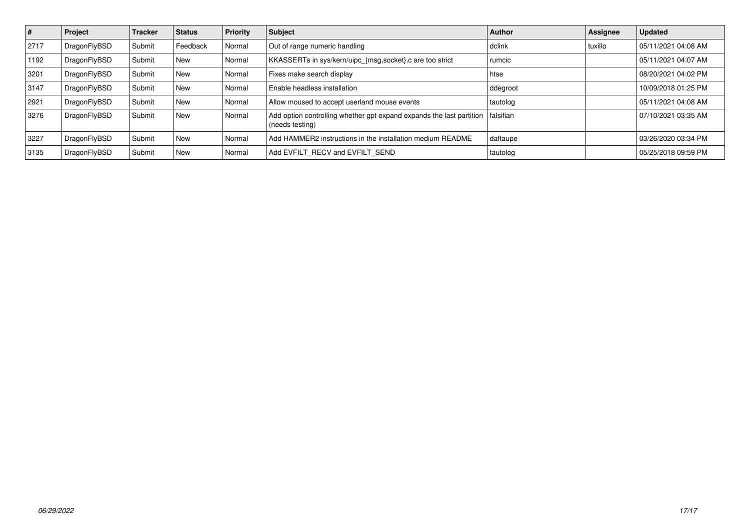| # | Project | Tracker | Status | Priority | Subject | Author | Assignee | Updated |
|---|---|---|---|---|---|---|---|---|
| 2717 | DragonFlyBSD | Submit | Feedback | Normal | Out of range numeric handling | dclink | tuxillo | 05/11/2021 04:08 AM |
| 1192 | DragonFlyBSD | Submit | New | Normal | KKASSERTs in sys/kern/uipc_{msg,socket}.c are too strict | rumcic | | 05/11/2021 04:07 AM |
| 3201 | DragonFlyBSD | Submit | New | Normal | Fixes make search display | htse | | 08/20/2021 04:02 PM |
| 3147 | DragonFlyBSD | Submit | New | Normal | Enable headless installation | ddegroot | | 10/09/2018 01:25 PM |
| 2921 | DragonFlyBSD | Submit | New | Normal | Allow moused to accept userland mouse events | tautolog | | 05/11/2021 04:08 AM |
| 3276 | DragonFlyBSD | Submit | New | Normal | Add option controlling whether gpt expand expands the last partition (needs testing) | falsifian | | 07/10/2021 03:35 AM |
| 3227 | DragonFlyBSD | Submit | New | Normal | Add HAMMER2 instructions in the installation medium README | daftaupe | | 03/26/2020 03:34 PM |
| 3135 | DragonFlyBSD | Submit | New | Normal | Add EVFILT_RECV and EVFILT_SEND | tautolog | | 05/25/2018 09:59 PM |